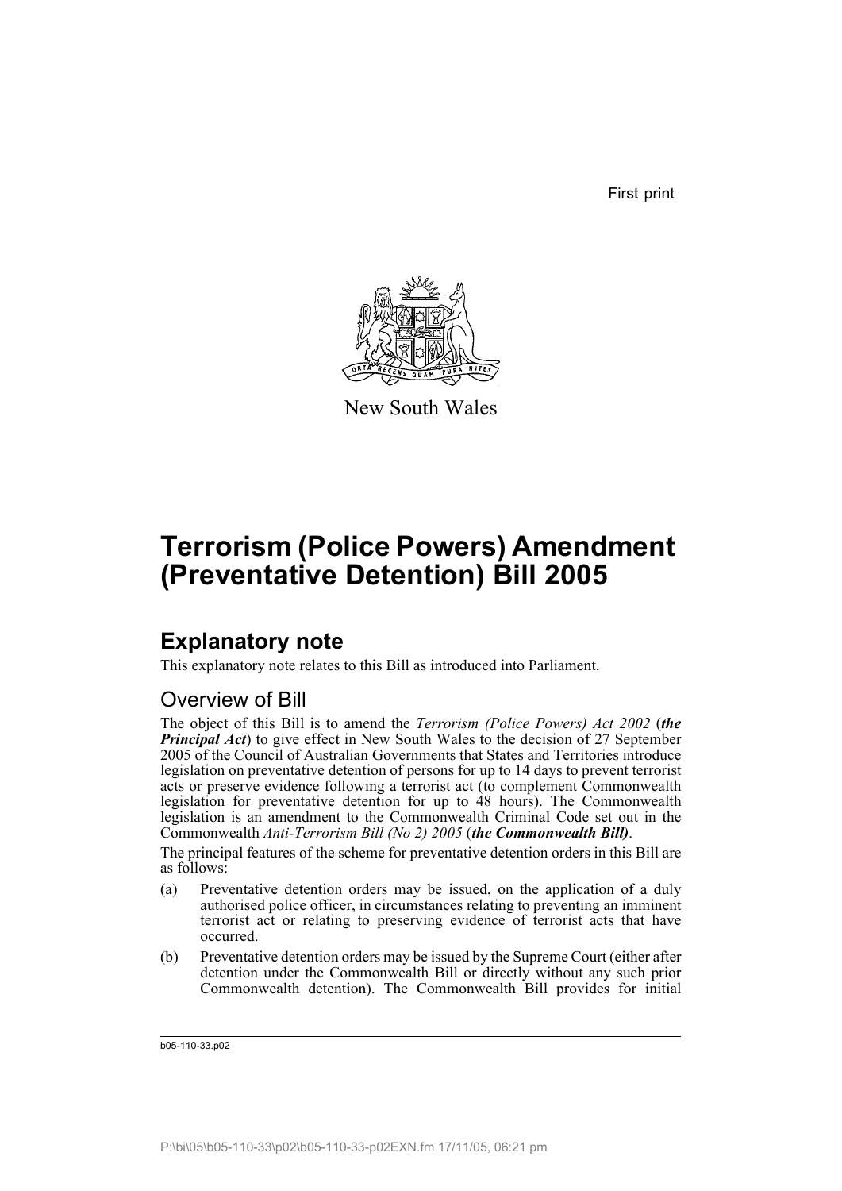First print

New South Wales

# Terrorism (Police Powers) Amendment (Preventative Detention) Bill 2005

## Explanatory note

This explanatory note relates to this Bill as introduced into Parliament.

### Overview of Bill

The object of this Bill is to amend the *Terrorism (Police Powers) Act 2002* (***the Principal Act***) to give effect in New South Wales to the decision of 27 September 2005 of the Council of Australian Governments that States and Territories introduce legislation on preventative detention of persons for up to 14 days to prevent terrorist acts or preserve evidence following a terrorist act (to complement Commonwealth legislation for preventative detention for up to 48 hours). The Commonwealth legislation is an amendment to the Commonwealth Criminal Code set out in the Commonwealth *Anti-Terrorism Bill (No 2) 2005* (***the Commonwealth Bill***).

The principal features of the scheme for preventative detention orders in this Bill are as follows:

(a) Preventative detention orders may be issued, on the application of a duly authorised police officer, in circumstances relating to preventing an imminent terrorist act or relating to preserving evidence of terrorist acts that have occurred.

(b) Preventative detention orders may be issued by the Supreme Court (either after detention under the Commonwealth Bill or directly without any such prior Commonwealth detention). The Commonwealth Bill provides for initial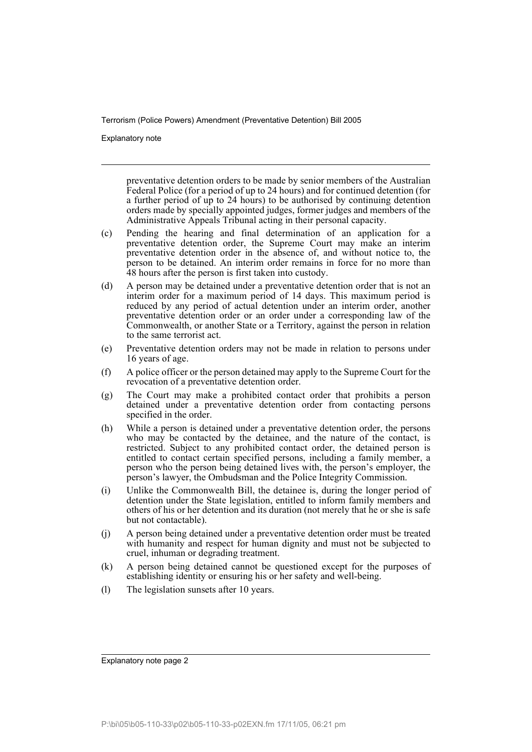preventative detention orders to be made by senior members of the Australian Federal Police (for a period of up to 24 hours) and for continued detention (for a further period of up to 24 hours) to be authorised by continuing detention orders made by specially appointed judges, former judges and members of the Administrative Appeals Tribunal acting in their personal capacity.

(c) Pending the hearing and final determination of an application for a preventative detention order, the Supreme Court may make an interim preventative detention order in the absence of, and without notice to, the person to be detained. An interim order remains in force for no more than 48 hours after the person is first taken into custody.

(d) A person may be detained under a preventative detention order that is not an interim order for a maximum period of 14 days. This maximum period is reduced by any period of actual detention under an interim order, another preventative detention order or an order under a corresponding law of the Commonwealth, or another State or a Territory, against the person in relation to the same terrorist act.

(e) Preventative detention orders may not be made in relation to persons under 16 years of age.

(f) A police officer or the person detained may apply to the Supreme Court for the revocation of a preventative detention order.

(g) The Court may make a prohibited contact order that prohibits a person detained under a preventative detention order from contacting persons specified in the order.

(h) While a person is detained under a preventative detention order, the persons who may be contacted by the detainee, and the nature of the contact, is restricted. Subject to any prohibited contact order, the detained person is entitled to contact certain specified persons, including a family member, a person who the person being detained lives with, the person's employer, the person's lawyer, the Ombudsman and the Police Integrity Commission.

(i) Unlike the Commonwealth Bill, the detainee is, during the longer period of detention under the State legislation, entitled to inform family members and others of his or her detention and its duration (not merely that he or she is safe but not contactable).

(j) A person being detained under a preventative detention order must be treated with humanity and respect for human dignity and must not be subjected to cruel, inhuman or degrading treatment.

(k) A person being detained cannot be questioned except for the purposes of establishing identity or ensuring his or her safety and well-being.

(l) The legislation sunsets after 10 years.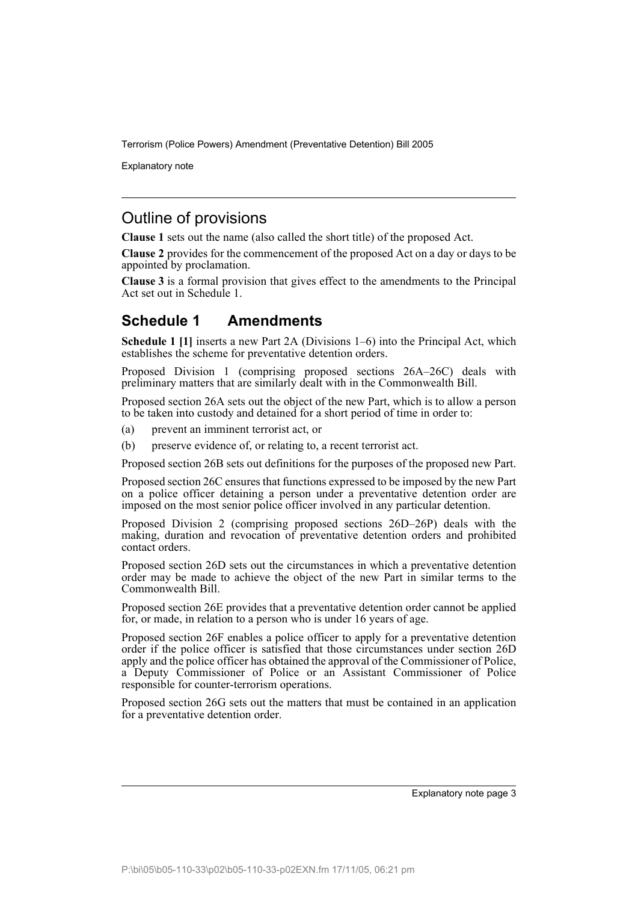## Outline of provisions

**Clause 1** sets out the name (also called the short title) of the proposed Act.

**Clause 2** provides for the commencement of the proposed Act on a day or days to be appointed by proclamation.

**Clause 3** is a formal provision that gives effect to the amendments to the Principal Act set out in Schedule 1.

## Schedule 1 Amendments

**Schedule 1 [1]** inserts a new Part 2A (Divisions 1–6) into the Principal Act, which establishes the scheme for preventative detention orders.

Proposed Division 1 (comprising proposed sections 26A–26C) deals with preliminary matters that are similarly dealt with in the Commonwealth Bill.

Proposed section 26A sets out the object of the new Part, which is to allow a person to be taken into custody and detained for a short period of time in order to:

(a) prevent an imminent terrorist act, or

(b) preserve evidence of, or relating to, a recent terrorist act.

Proposed section 26B sets out definitions for the purposes of the proposed new Part.

Proposed section 26C ensures that functions expressed to be imposed by the new Part on a police officer detaining a person under a preventative detention order are imposed on the most senior police officer involved in any particular detention.

Proposed Division 2 (comprising proposed sections 26D–26P) deals with the making, duration and revocation of preventative detention orders and prohibited contact orders.

Proposed section 26D sets out the circumstances in which a preventative detention order may be made to achieve the object of the new Part in similar terms to the Commonwealth Bill.

Proposed section 26E provides that a preventative detention order cannot be applied for, or made, in relation to a person who is under 16 years of age.

Proposed section 26F enables a police officer to apply for a preventative detention order if the police officer is satisfied that those circumstances under section 26D apply and the police officer has obtained the approval of the Commissioner of Police, a Deputy Commissioner of Police or an Assistant Commissioner of Police responsible for counter-terrorism operations.

Proposed section 26G sets out the matters that must be contained in an application for a preventative detention order.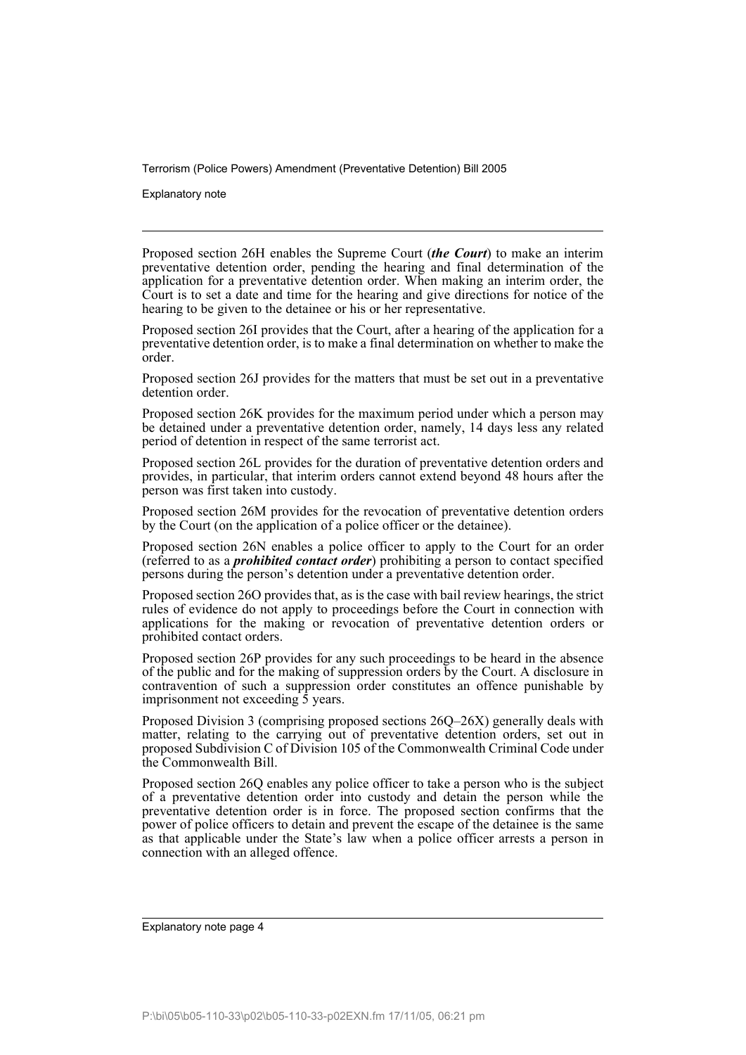Proposed section 26H enables the Supreme Court (***the Court***) to make an interim preventative detention order, pending the hearing and final determination of the application for a preventative detention order. When making an interim order, the Court is to set a date and time for the hearing and give directions for notice of the hearing to be given to the detainee or his or her representative.

Proposed section 26I provides that the Court, after a hearing of the application for a preventative detention order, is to make a final determination on whether to make the order.

Proposed section 26J provides for the matters that must be set out in a preventative detention order.

Proposed section 26K provides for the maximum period under which a person may be detained under a preventative detention order, namely, 14 days less any related period of detention in respect of the same terrorist act.

Proposed section 26L provides for the duration of preventative detention orders and provides, in particular, that interim orders cannot extend beyond 48 hours after the person was first taken into custody.

Proposed section 26M provides for the revocation of preventative detention orders by the Court (on the application of a police officer or the detainee).

Proposed section 26N enables a police officer to apply to the Court for an order (referred to as a ***prohibited contact order***) prohibiting a person to contact specified persons during the person's detention under a preventative detention order.

Proposed section 26O provides that, as is the case with bail review hearings, the strict rules of evidence do not apply to proceedings before the Court in connection with applications for the making or revocation of preventative detention orders or prohibited contact orders.

Proposed section 26P provides for any such proceedings to be heard in the absence of the public and for the making of suppression orders by the Court. A disclosure in contravention of such a suppression order constitutes an offence punishable by imprisonment not exceeding 5 years.

Proposed Division 3 (comprising proposed sections 26Q–26X) generally deals with matter, relating to the carrying out of preventative detention orders, set out in proposed Subdivision C of Division 105 of the Commonwealth Criminal Code under the Commonwealth Bill.

Proposed section 26Q enables any police officer to take a person who is the subject of a preventative detention order into custody and detain the person while the preventative detention order is in force. The proposed section confirms that the power of police officers to detain and prevent the escape of the detainee is the same as that applicable under the State's law when a police officer arrests a person in connection with an alleged offence.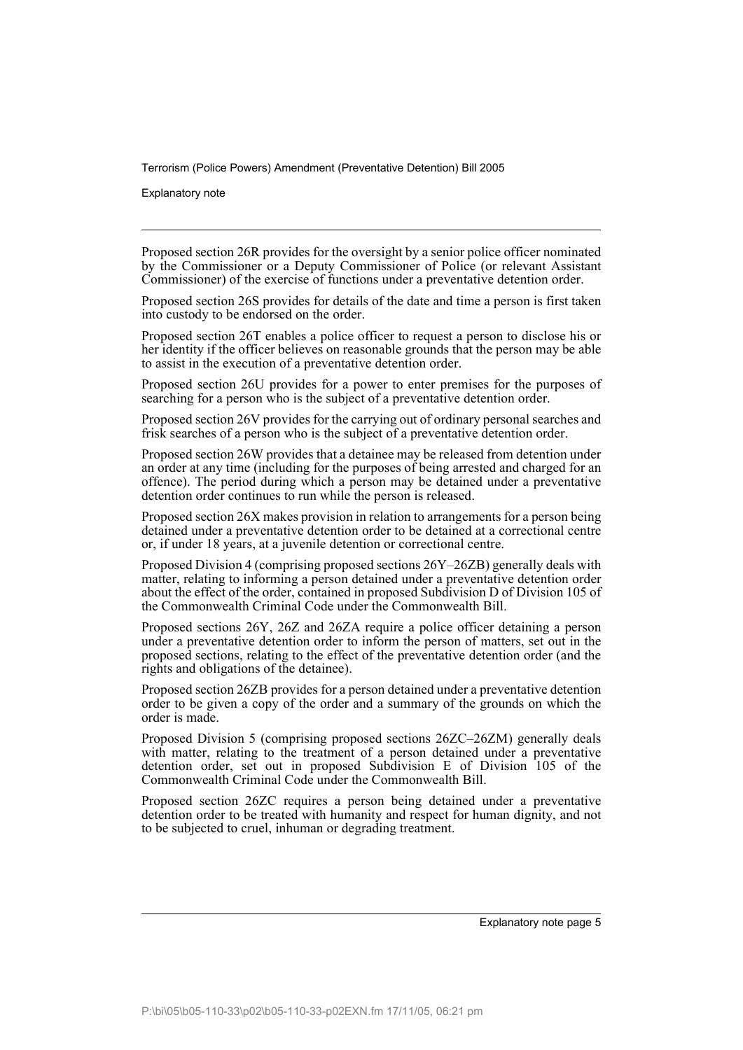Proposed section 26R provides for the oversight by a senior police officer nominated by the Commissioner or a Deputy Commissioner of Police (or relevant Assistant Commissioner) of the exercise of functions under a preventative detention order.

Proposed section 26S provides for details of the date and time a person is first taken into custody to be endorsed on the order.

Proposed section 26T enables a police officer to request a person to disclose his or her identity if the officer believes on reasonable grounds that the person may be able to assist in the execution of a preventative detention order.

Proposed section 26U provides for a power to enter premises for the purposes of searching for a person who is the subject of a preventative detention order.

Proposed section 26V provides for the carrying out of ordinary personal searches and frisk searches of a person who is the subject of a preventative detention order.

Proposed section 26W provides that a detainee may be released from detention under an order at any time (including for the purposes of being arrested and charged for an offence). The period during which a person may be detained under a preventative detention order continues to run while the person is released.

Proposed section 26X makes provision in relation to arrangements for a person being detained under a preventative detention order to be detained at a correctional centre or, if under 18 years, at a juvenile detention or correctional centre.

Proposed Division 4 (comprising proposed sections 26Y–26ZB) generally deals with matter, relating to informing a person detained under a preventative detention order about the effect of the order, contained in proposed Subdivision D of Division 105 of the Commonwealth Criminal Code under the Commonwealth Bill.

Proposed sections 26Y, 26Z and 26ZA require a police officer detaining a person under a preventative detention order to inform the person of matters, set out in the proposed sections, relating to the effect of the preventative detention order (and the rights and obligations of the detainee).

Proposed section 26ZB provides for a person detained under a preventative detention order to be given a copy of the order and a summary of the grounds on which the order is made.

Proposed Division 5 (comprising proposed sections 26ZC–26ZM) generally deals with matter, relating to the treatment of a person detained under a preventative detention order, set out in proposed Subdivision E of Division 105 of the Commonwealth Criminal Code under the Commonwealth Bill.

Proposed section 26ZC requires a person being detained under a preventative detention order to be treated with humanity and respect for human dignity, and not to be subjected to cruel, inhuman or degrading treatment.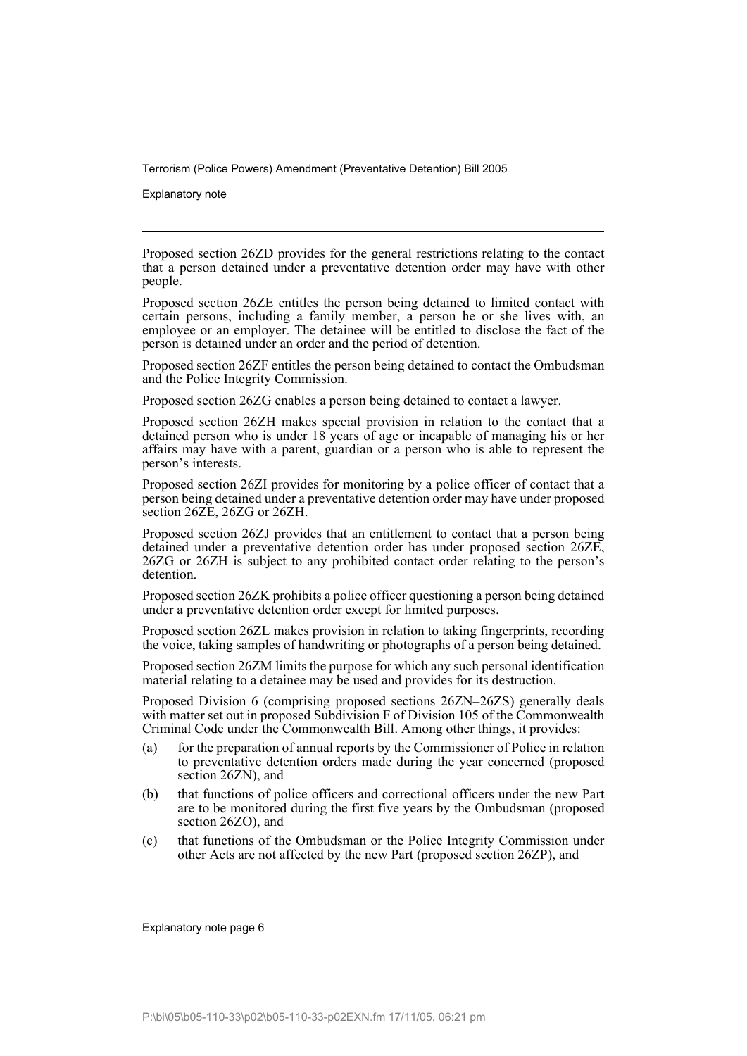Proposed section 26ZD provides for the general restrictions relating to the contact that a person detained under a preventative detention order may have with other people.

Proposed section 26ZE entitles the person being detained to limited contact with certain persons, including a family member, a person he or she lives with, an employee or an employer. The detainee will be entitled to disclose the fact of the person is detained under an order and the period of detention.

Proposed section 26ZF entitles the person being detained to contact the Ombudsman and the Police Integrity Commission.

Proposed section 26ZG enables a person being detained to contact a lawyer.

Proposed section 26ZH makes special provision in relation to the contact that a detained person who is under 18 years of age or incapable of managing his or her affairs may have with a parent, guardian or a person who is able to represent the person's interests.

Proposed section 26ZI provides for monitoring by a police officer of contact that a person being detained under a preventative detention order may have under proposed section 26ZE, 26ZG or 26ZH.

Proposed section 26ZJ provides that an entitlement to contact that a person being detained under a preventative detention order has under proposed section 26ZE, 26ZG or 26ZH is subject to any prohibited contact order relating to the person's detention.

Proposed section 26ZK prohibits a police officer questioning a person being detained under a preventative detention order except for limited purposes.

Proposed section 26ZL makes provision in relation to taking fingerprints, recording the voice, taking samples of handwriting or photographs of a person being detained.

Proposed section 26ZM limits the purpose for which any such personal identification material relating to a detainee may be used and provides for its destruction.

Proposed Division 6 (comprising proposed sections 26ZN–26ZS) generally deals with matter set out in proposed Subdivision F of Division 105 of the Commonwealth Criminal Code under the Commonwealth Bill. Among other things, it provides:

(a) for the preparation of annual reports by the Commissioner of Police in relation to preventative detention orders made during the year concerned (proposed section 26ZN), and

(b) that functions of police officers and correctional officers under the new Part are to be monitored during the first five years by the Ombudsman (proposed section 26ZO), and

(c) that functions of the Ombudsman or the Police Integrity Commission under other Acts are not affected by the new Part (proposed section 26ZP), and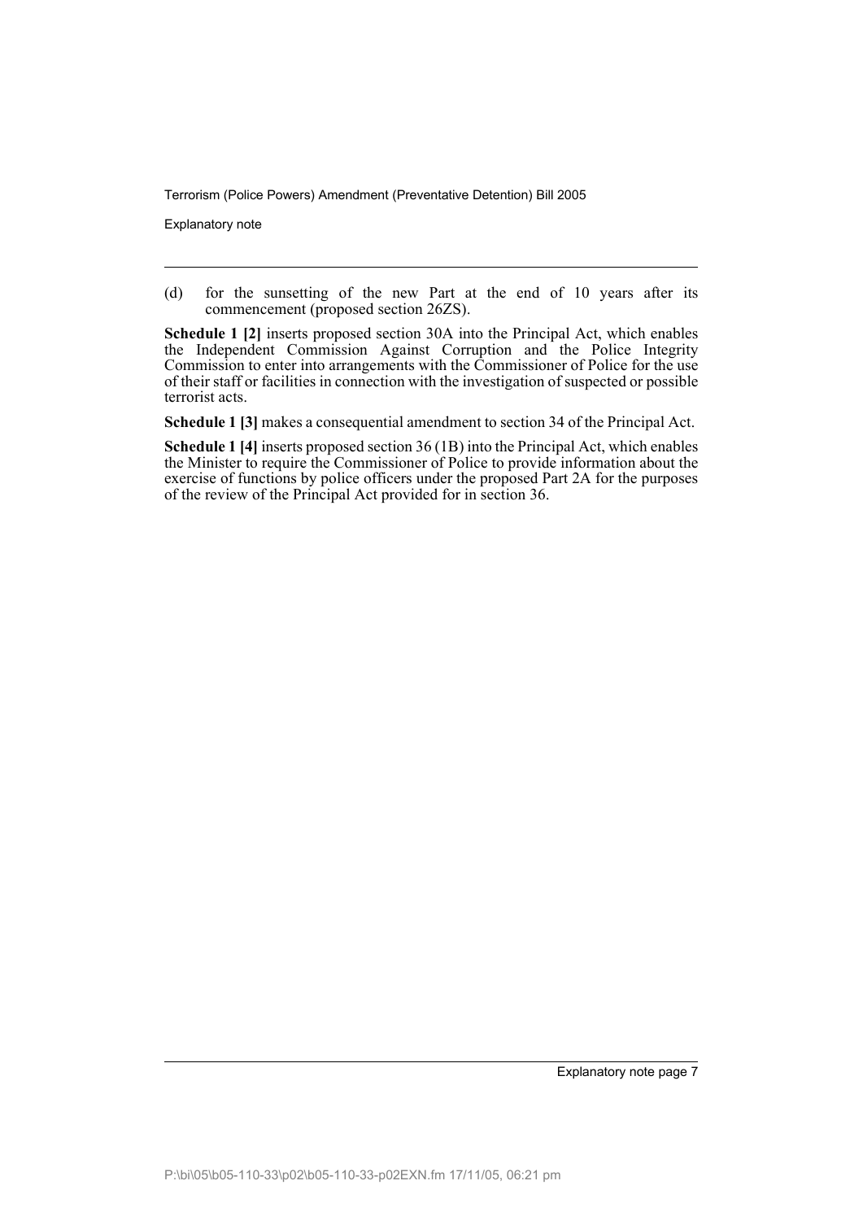(d) for the sunsetting of the new Part at the end of 10 years after its commencement (proposed section 26ZS).

**Schedule 1 [2]** inserts proposed section 30A into the Principal Act, which enables the Independent Commission Against Corruption and the Police Integrity Commission to enter into arrangements with the Commissioner of Police for the use of their staff or facilities in connection with the investigation of suspected or possible terrorist acts.

**Schedule 1 [3]** makes a consequential amendment to section 34 of the Principal Act.

**Schedule 1 [4]** inserts proposed section 36 (1B) into the Principal Act, which enables the Minister to require the Commissioner of Police to provide information about the exercise of functions by police officers under the proposed Part 2A for the purposes of the review of the Principal Act provided for in section 36.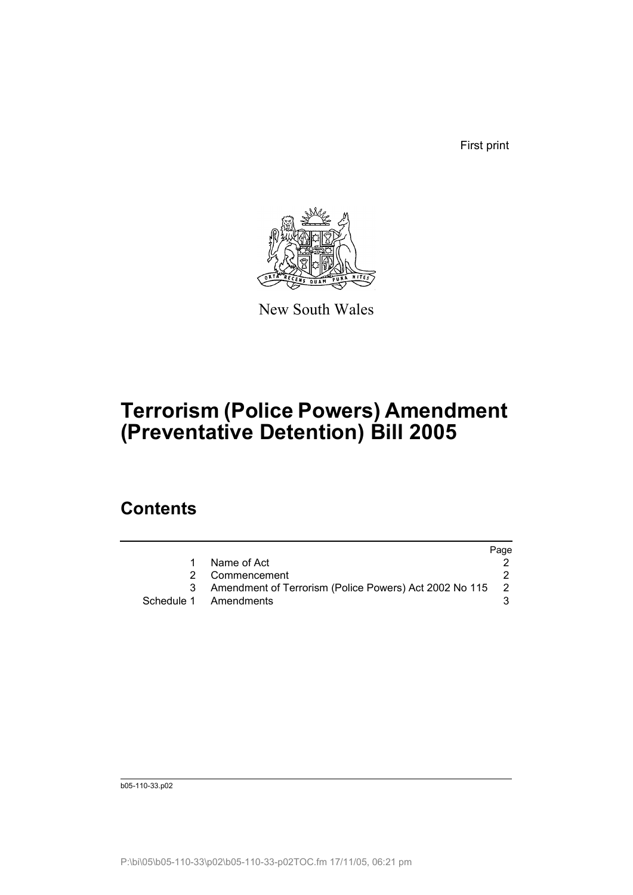First print

New South Wales

# Terrorism (Police Powers) Amendment (Preventative Detention) Bill 2005

## Contents

| | | Page |
|---|---|---|
| 1 | Name of Act | 2 |
| 2 | Commencement | 2 |
| 3 | Amendment of Terrorism (Police Powers) Act 2002 No 115 | 2 |
| Schedule 1 | Amendments | 3 |

b05-110-33.p02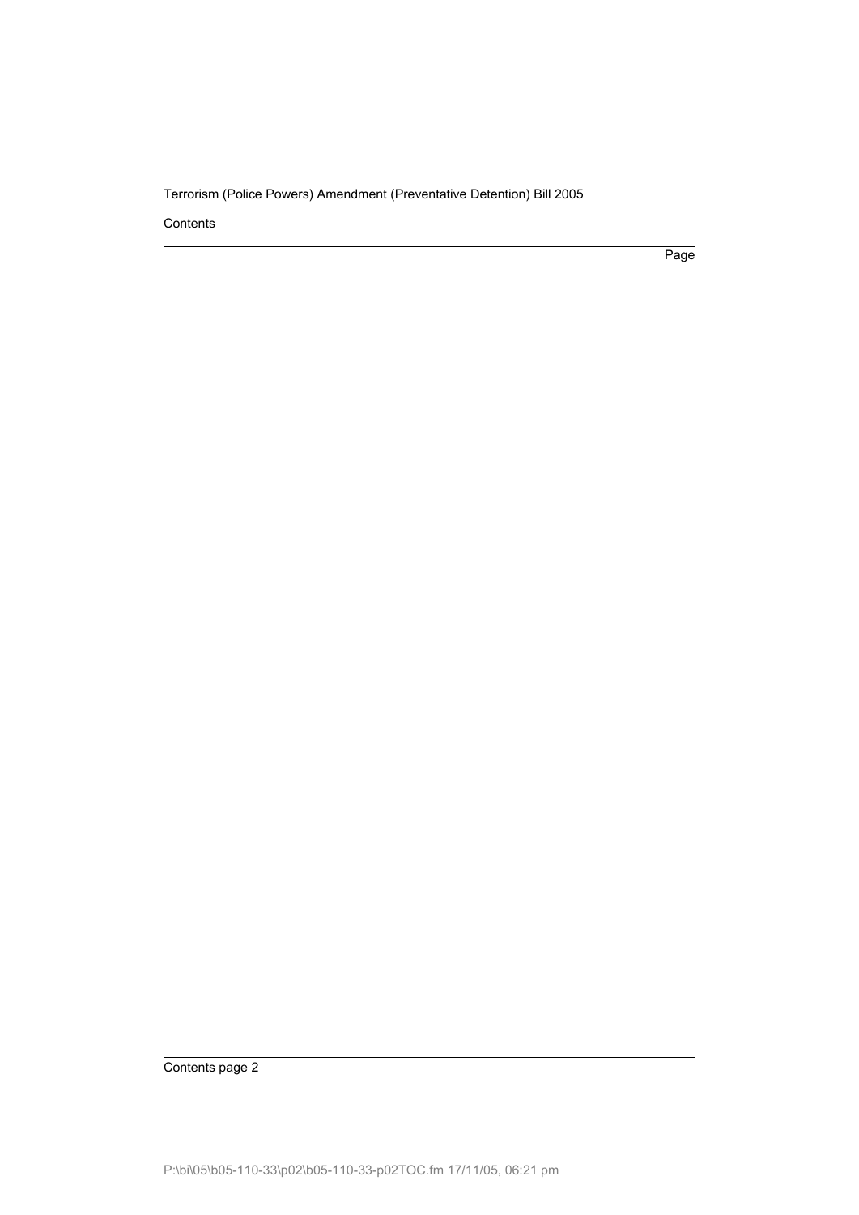Contents

Page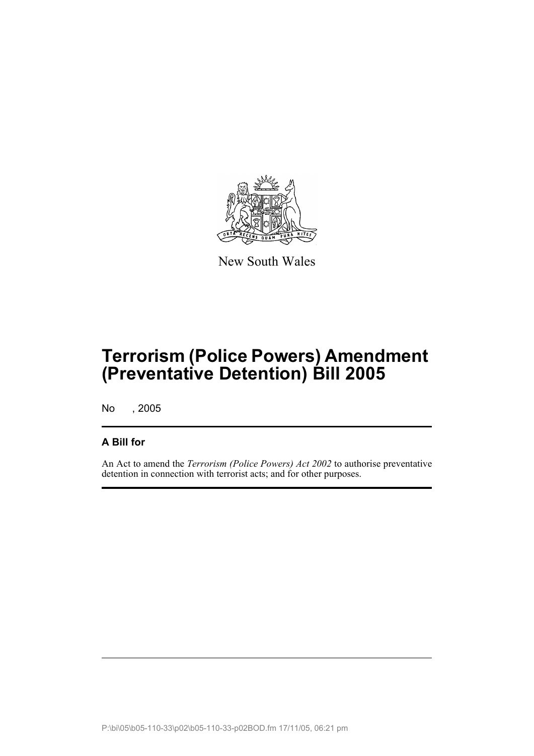New South Wales

# Terrorism (Police Powers) Amendment (Preventative Detention) Bill 2005

No , 2005

## A Bill for

An Act to amend the *Terrorism (Police Powers) Act 2002* to authorise preventative detention in connection with terrorist acts; and for other purposes.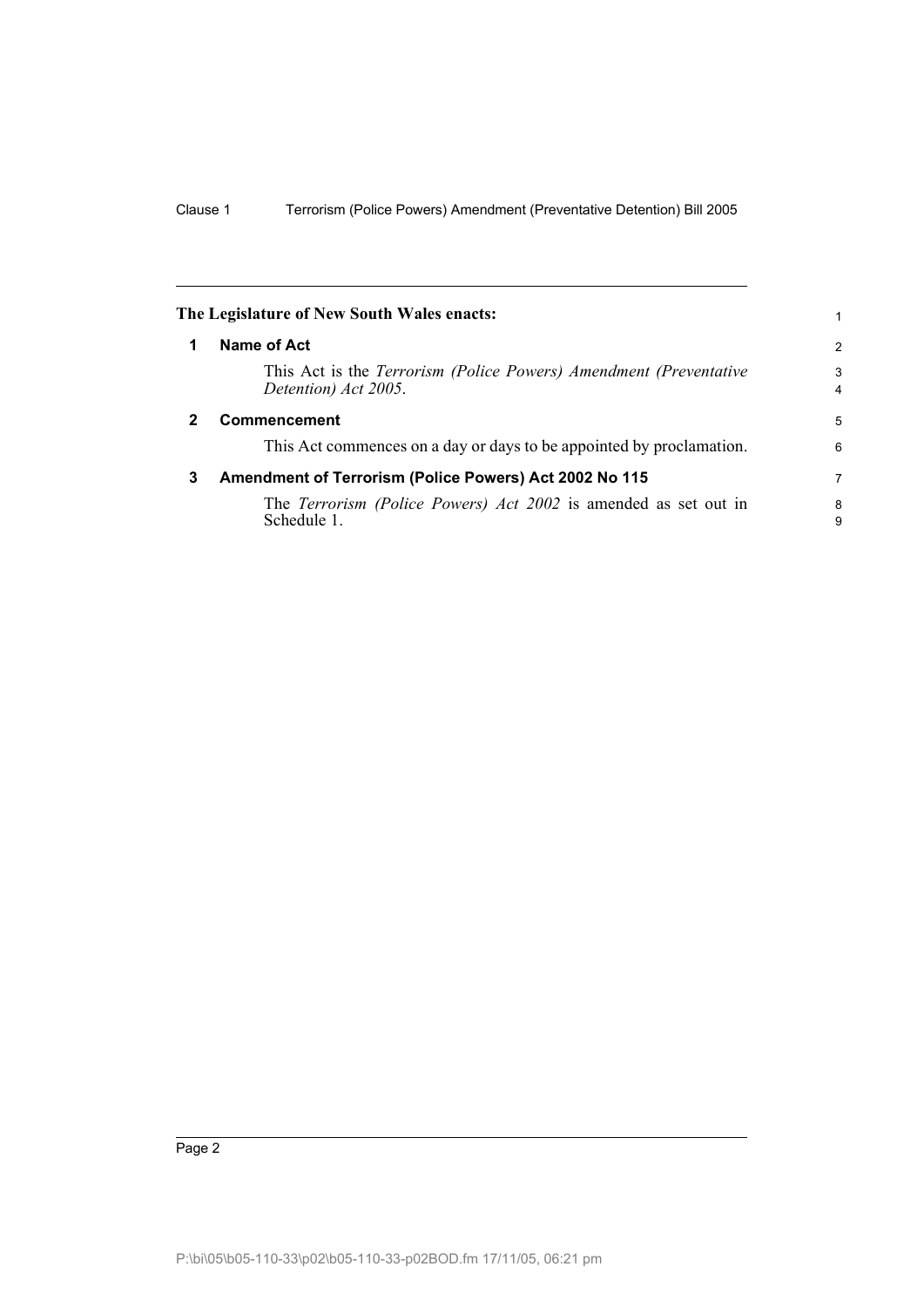**The Legislature of New South Wales enacts:**

## 1 Name of Act

This Act is the *Terrorism (Police Powers) Amendment (Preventative Detention) Act 2005*.

## 2 Commencement

This Act commences on a day or days to be appointed by proclamation.

## 3 Amendment of Terrorism (Police Powers) Act 2002 No 115

The *Terrorism (Police Powers) Act 2002* is amended as set out in Schedule 1.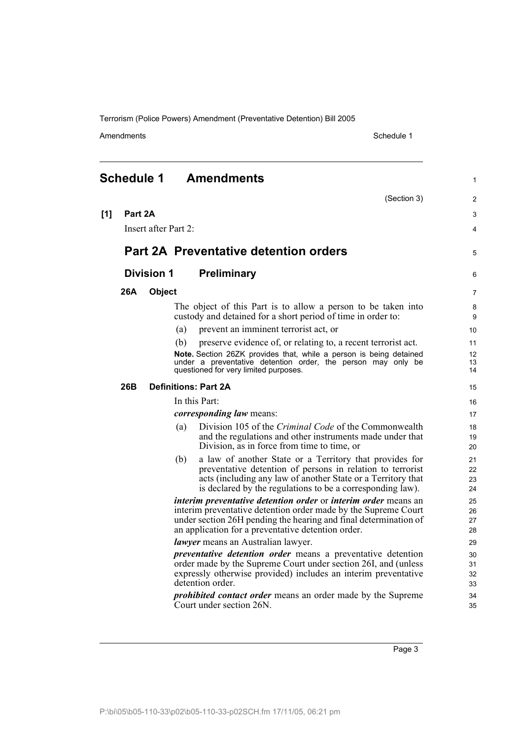# Schedule 1 Amendments

(Section 3)

**[1] Part 2A**

Insert after Part 2:

## Part 2A Preventative detention orders

### Division 1 Preliminary

**26A Object**

The object of this Part is to allow a person to be taken into custody and detained for a short period of time in order to:

(a) prevent an imminent terrorist act, or

(b) preserve evidence of, or relating to, a recent terrorist act.

**Note.** Section 26ZK provides that, while a person is being detained under a preventative detention order, the person may only be questioned for very limited purposes.

**26B Definitions: Part 2A**

In this Part:

***corresponding law*** means:

(a) Division 105 of the *Criminal Code* of the Commonwealth and the regulations and other instruments made under that Division, as in force from time to time, or

(b) a law of another State or a Territory that provides for preventative detention of persons in relation to terrorist acts (including any law of another State or a Territory that is declared by the regulations to be a corresponding law).

***interim preventative detention order*** or ***interim order*** means an interim preventative detention order made by the Supreme Court under section 26H pending the hearing and final determination of an application for a preventative detention order.

***lawyer*** means an Australian lawyer.

***preventative detention order*** means a preventative detention order made by the Supreme Court under section 26I, and (unless expressly otherwise provided) includes an interim preventative detention order.

***prohibited contact order*** means an order made by the Supreme Court under section 26N.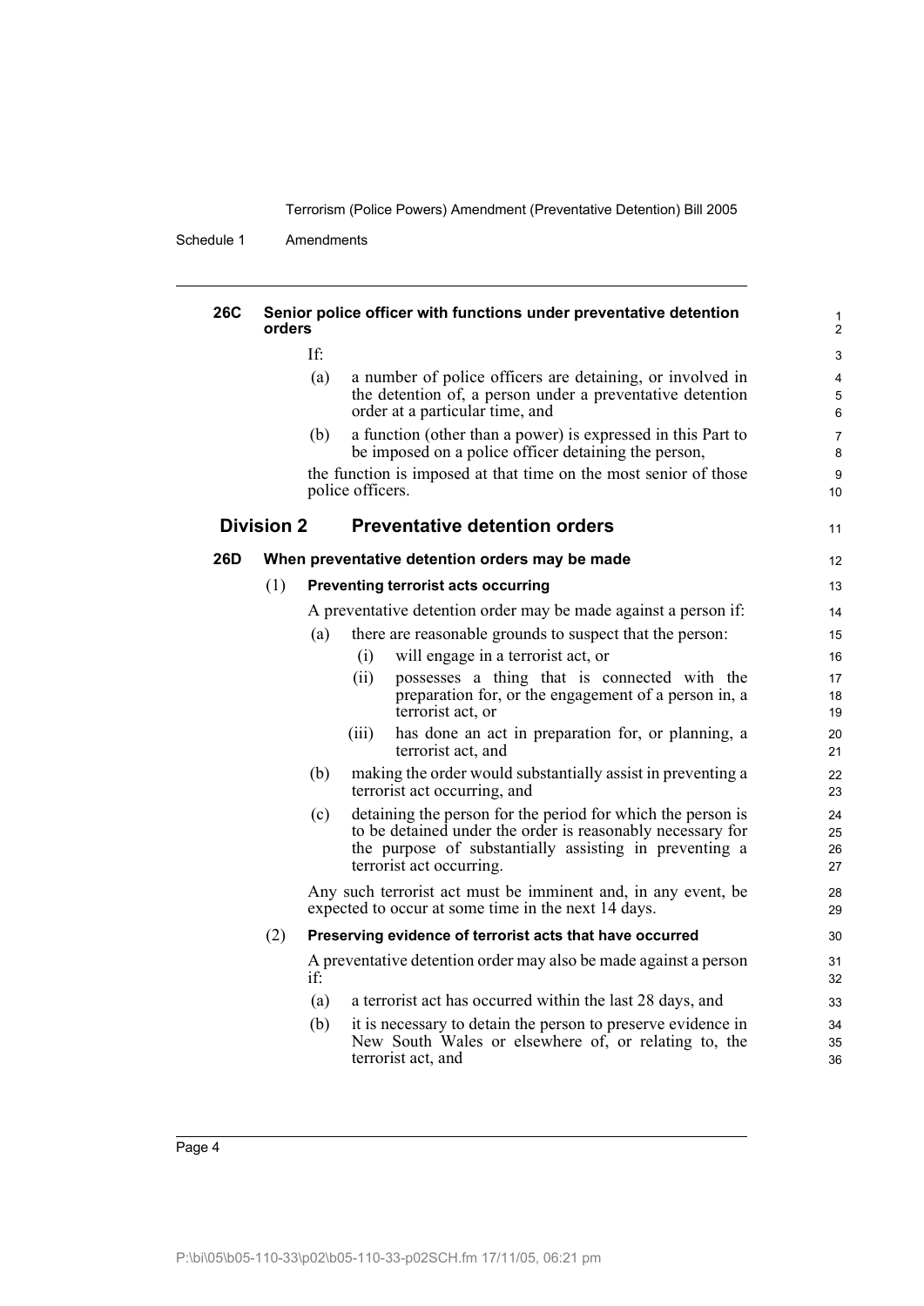#### 26C Senior police officer with functions under preventative detention orders

If:

(a) a number of police officers are detaining, or involved in the detention of, a person under a preventative detention order at a particular time, and

(b) a function (other than a power) is expressed in this Part to be imposed on a police officer detaining the person,

the function is imposed at that time on the most senior of those police officers.

### Division 2 Preventative detention orders

#### 26D When preventative detention orders may be made

(1) **Preventing terrorist acts occurring**

A preventative detention order may be made against a person if:

(a) there are reasonable grounds to suspect that the person:

(i) will engage in a terrorist act, or

(ii) possesses a thing that is connected with the preparation for, or the engagement of a person in, a terrorist act, or

(iii) has done an act in preparation for, or planning, a terrorist act, and

(b) making the order would substantially assist in preventing a terrorist act occurring, and

(c) detaining the person for the period for which the person is to be detained under the order is reasonably necessary for the purpose of substantially assisting in preventing a terrorist act occurring.

Any such terrorist act must be imminent and, in any event, be expected to occur at some time in the next 14 days.

(2) **Preserving evidence of terrorist acts that have occurred**

A preventative detention order may also be made against a person if:

(a) a terrorist act has occurred within the last 28 days, and

(b) it is necessary to detain the person to preserve evidence in New South Wales or elsewhere of, or relating to, the terrorist act, and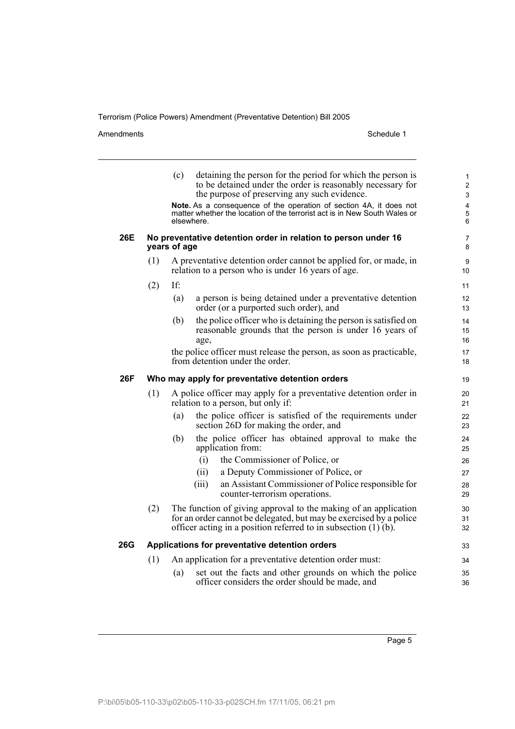(c) detaining the person for the period for which the person is to be detained under the order is reasonably necessary for the purpose of preserving any such evidence.

**Note.** As a consequence of the operation of section 4A, it does not matter whether the location of the terrorist act is in New South Wales or elsewhere.

### 26E No preventative detention order in relation to person under 16 years of age

(1) A preventative detention order cannot be applied for, or made, in relation to a person who is under 16 years of age.

(2) If:

(a) a person is being detained under a preventative detention order (or a purported such order), and

(b) the police officer who is detaining the person is satisfied on reasonable grounds that the person is under 16 years of age,

the police officer must release the person, as soon as practicable, from detention under the order.

### 26F Who may apply for preventative detention orders

(1) A police officer may apply for a preventative detention order in relation to a person, but only if:

(a) the police officer is satisfied of the requirements under section 26D for making the order, and

(b) the police officer has obtained approval to make the application from:

(i) the Commissioner of Police, or

(ii) a Deputy Commissioner of Police, or

(iii) an Assistant Commissioner of Police responsible for counter-terrorism operations.

(2) The function of giving approval to the making of an application for an order cannot be delegated, but may be exercised by a police officer acting in a position referred to in subsection (1) (b).

### 26G Applications for preventative detention orders

(1) An application for a preventative detention order must:

(a) set out the facts and other grounds on which the police officer considers the order should be made, and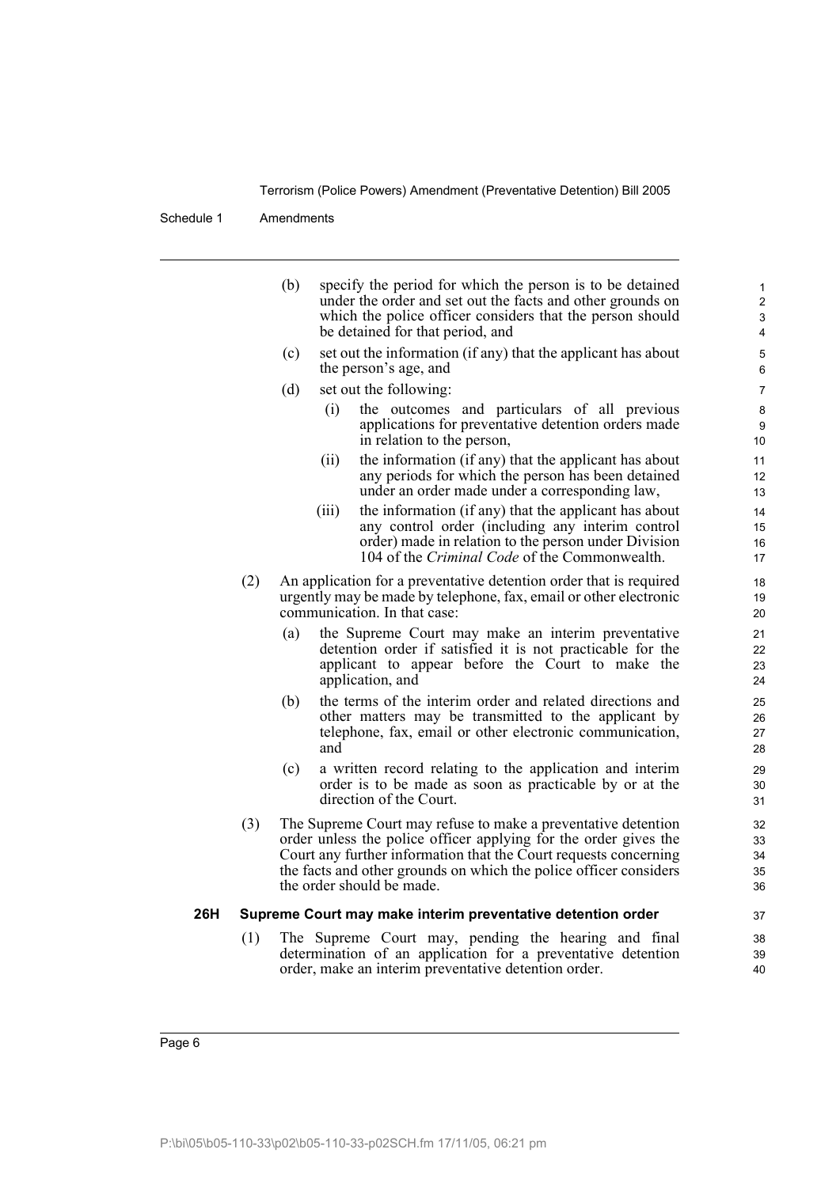(b) specify the period for which the person is to be detained under the order and set out the facts and other grounds on which the police officer considers that the person should be detained for that period, and

(c) set out the information (if any) that the applicant has about the person's age, and

(d) set out the following:

(i) the outcomes and particulars of all previous applications for preventative detention orders made in relation to the person,

(ii) the information (if any) that the applicant has about any periods for which the person has been detained under an order made under a corresponding law,

(iii) the information (if any) that the applicant has about any control order (including any interim control order) made in relation to the person under Division 104 of the *Criminal Code* of the Commonwealth.

(2) An application for a preventative detention order that is required urgently may be made by telephone, fax, email or other electronic communication. In that case:

(a) the Supreme Court may make an interim preventative detention order if satisfied it is not practicable for the applicant to appear before the Court to make the application, and

(b) the terms of the interim order and related directions and other matters may be transmitted to the applicant by telephone, fax, email or other electronic communication, and

(c) a written record relating to the application and interim order is to be made as soon as practicable by or at the direction of the Court.

(3) The Supreme Court may refuse to make a preventative detention order unless the police officer applying for the order gives the Court any further information that the Court requests concerning the facts and other grounds on which the police officer considers the order should be made.

### 26H Supreme Court may make interim preventative detention order

(1) The Supreme Court may, pending the hearing and final determination of an application for a preventative detention order, make an interim preventative detention order.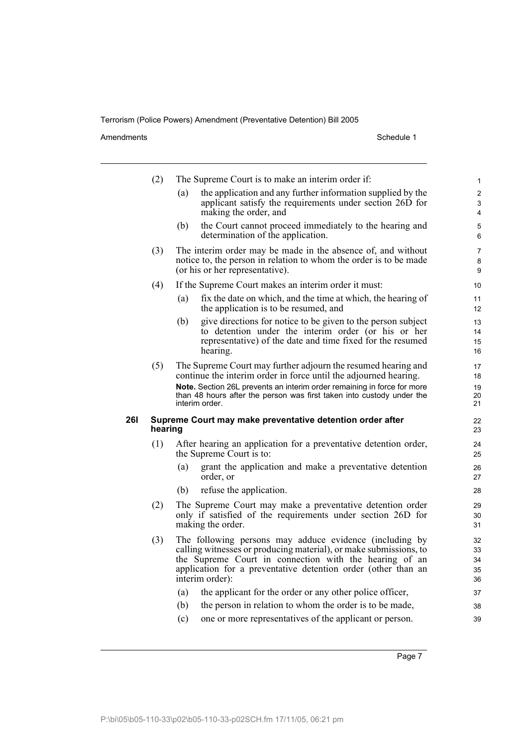(2) The Supreme Court is to make an interim order if:

(a) the application and any further information supplied by the applicant satisfy the requirements under section 26D for making the order, and

(b) the Court cannot proceed immediately to the hearing and determination of the application.

(3) The interim order may be made in the absence of, and without notice to, the person in relation to whom the order is to be made (or his or her representative).

(4) If the Supreme Court makes an interim order it must:

(a) fix the date on which, and the time at which, the hearing of the application is to be resumed, and

(b) give directions for notice to be given to the person subject to detention under the interim order (or his or her representative) of the date and time fixed for the resumed hearing.

(5) The Supreme Court may further adjourn the resumed hearing and continue the interim order in force until the adjourned hearing.

**Note.** Section 26L prevents an interim order remaining in force for more than 48 hours after the person was first taken into custody under the interim order.

**26I Supreme Court may make preventative detention order after hearing**

(1) After hearing an application for a preventative detention order, the Supreme Court is to:

(a) grant the application and make a preventative detention order, or

(b) refuse the application.

(2) The Supreme Court may make a preventative detention order only if satisfied of the requirements under section 26D for making the order.

(3) The following persons may adduce evidence (including by calling witnesses or producing material), or make submissions, to the Supreme Court in connection with the hearing of an application for a preventative detention order (other than an interim order):

(a) the applicant for the order or any other police officer,

(b) the person in relation to whom the order is to be made,

(c) one or more representatives of the applicant or person.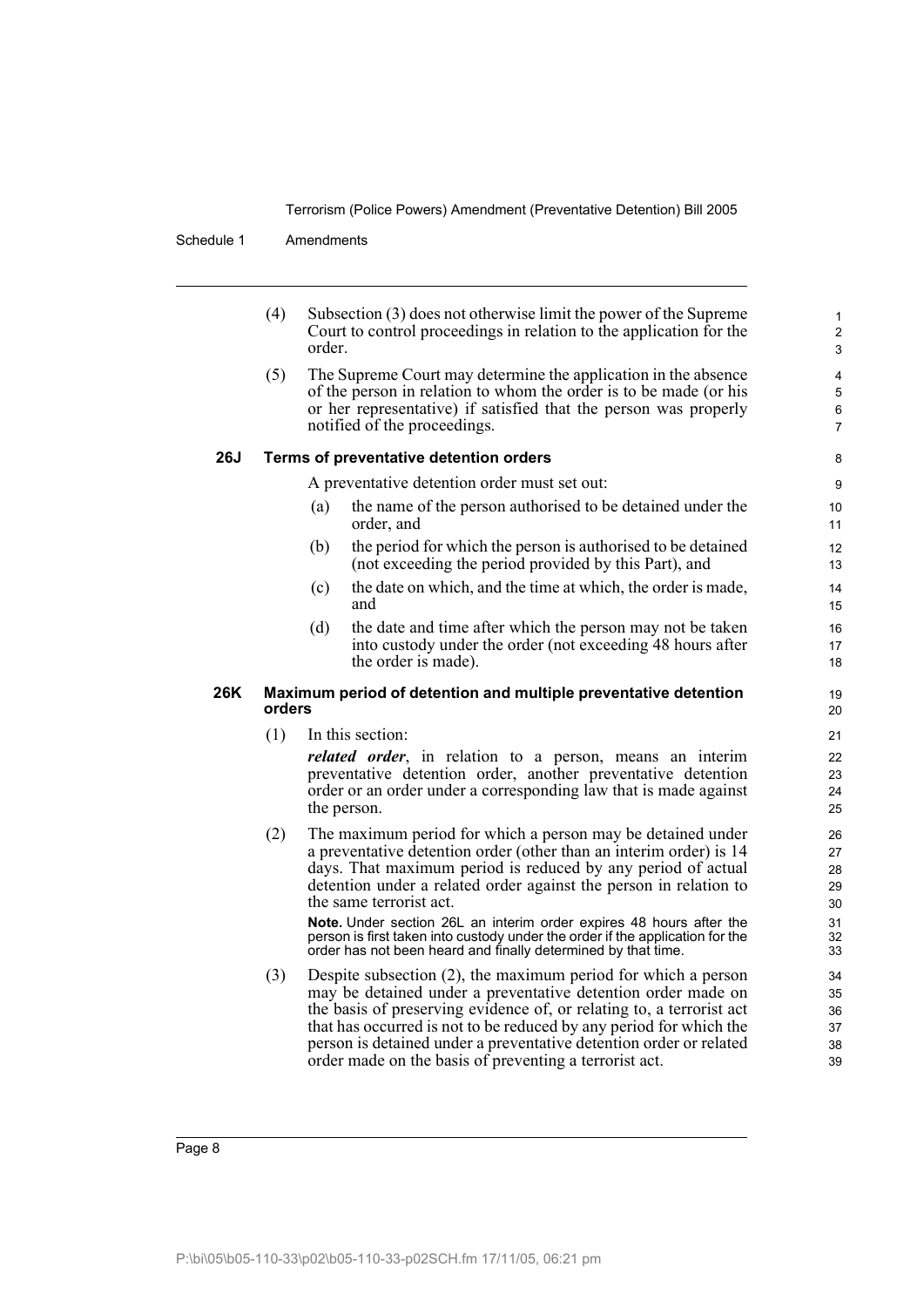(4) Subsection (3) does not otherwise limit the power of the Supreme Court to control proceedings in relation to the application for the order.

(5) The Supreme Court may determine the application in the absence of the person in relation to whom the order is to be made (or his or her representative) if satisfied that the person was properly notified of the proceedings.

### 26J Terms of preventative detention orders

A preventative detention order must set out:

(a) the name of the person authorised to be detained under the order, and

(b) the period for which the person is authorised to be detained (not exceeding the period provided by this Part), and

(c) the date on which, and the time at which, the order is made, and

(d) the date and time after which the person may not be taken into custody under the order (not exceeding 48 hours after the order is made).

### 26K Maximum period of detention and multiple preventative detention orders

(1) In this section:

***related order***, in relation to a person, means an interim preventative detention order, another preventative detention order or an order under a corresponding law that is made against the person.

(2) The maximum period for which a person may be detained under a preventative detention order (other than an interim order) is 14 days. That maximum period is reduced by any period of actual detention under a related order against the person in relation to the same terrorist act.

**Note.** Under section 26L an interim order expires 48 hours after the person is first taken into custody under the order if the application for the order has not been heard and finally determined by that time.

(3) Despite subsection (2), the maximum period for which a person may be detained under a preventative detention order made on the basis of preserving evidence of, or relating to, a terrorist act that has occurred is not to be reduced by any period for which the person is detained under a preventative detention order or related order made on the basis of preventing a terrorist act.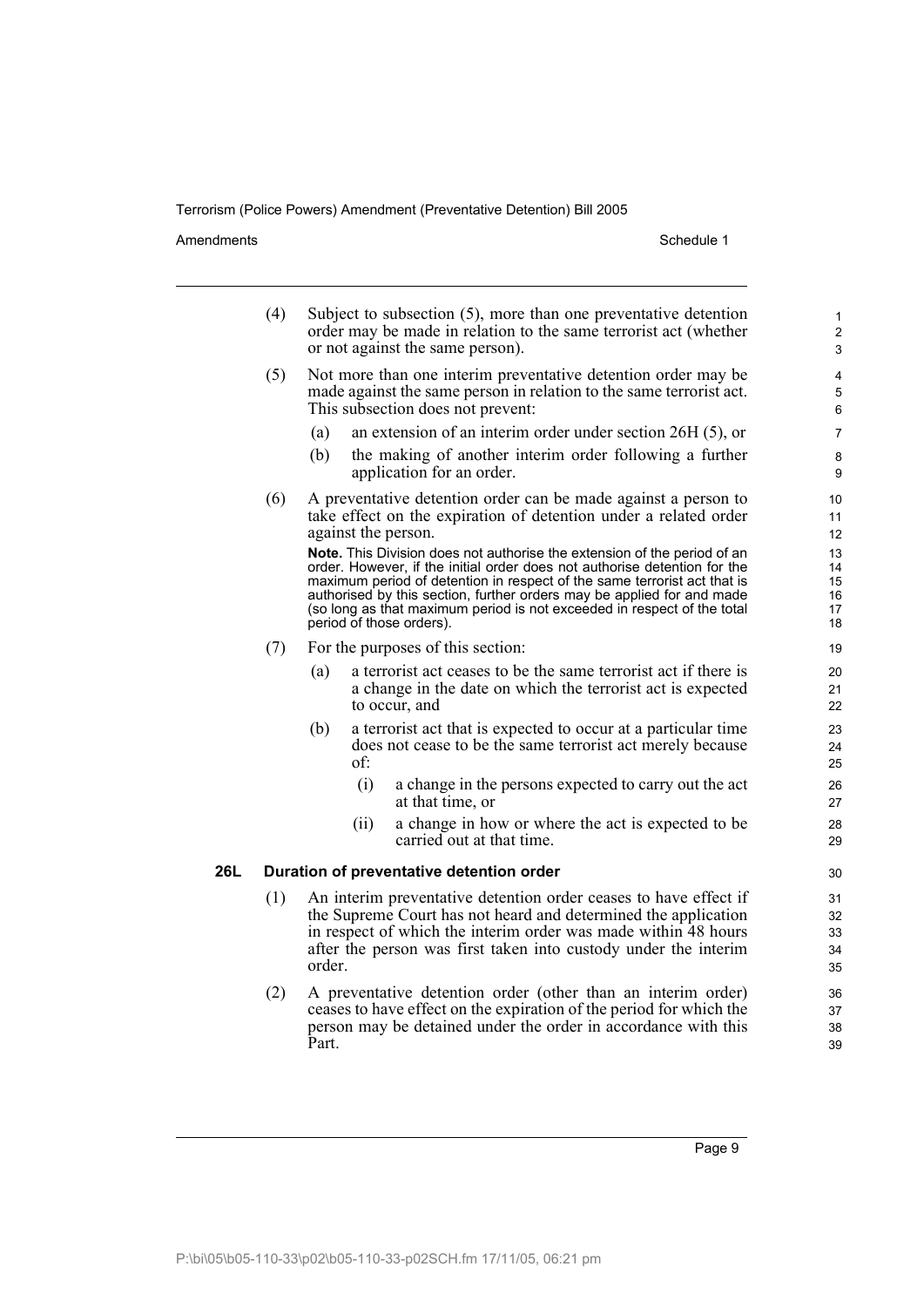(4) Subject to subsection (5), more than one preventative detention order may be made in relation to the same terrorist act (whether or not against the same person).

(5) Not more than one interim preventative detention order may be made against the same person in relation to the same terrorist act. This subsection does not prevent:

- (a) an extension of an interim order under section 26H (5), or
- (b) the making of another interim order following a further application for an order.

(6) A preventative detention order can be made against a person to take effect on the expiration of detention under a related order against the person.

**Note.** This Division does not authorise the extension of the period of an order. However, if the initial order does not authorise detention for the maximum period of detention in respect of the same terrorist act that is authorised by this section, further orders may be applied for and made (so long as that maximum period is not exceeded in respect of the total period of those orders).

(7) For the purposes of this section:

- (a) a terrorist act ceases to be the same terrorist act if there is a change in the date on which the terrorist act is expected to occur, and
- (b) a terrorist act that is expected to occur at a particular time does not cease to be the same terrorist act merely because of:
  - (i) a change in the persons expected to carry out the act at that time, or
  - (ii) a change in how or where the act is expected to be carried out at that time.

**26L Duration of preventative detention order**

(1) An interim preventative detention order ceases to have effect if the Supreme Court has not heard and determined the application in respect of which the interim order was made within 48 hours after the person was first taken into custody under the interim order.

(2) A preventative detention order (other than an interim order) ceases to have effect on the expiration of the period for which the person may be detained under the order in accordance with this Part.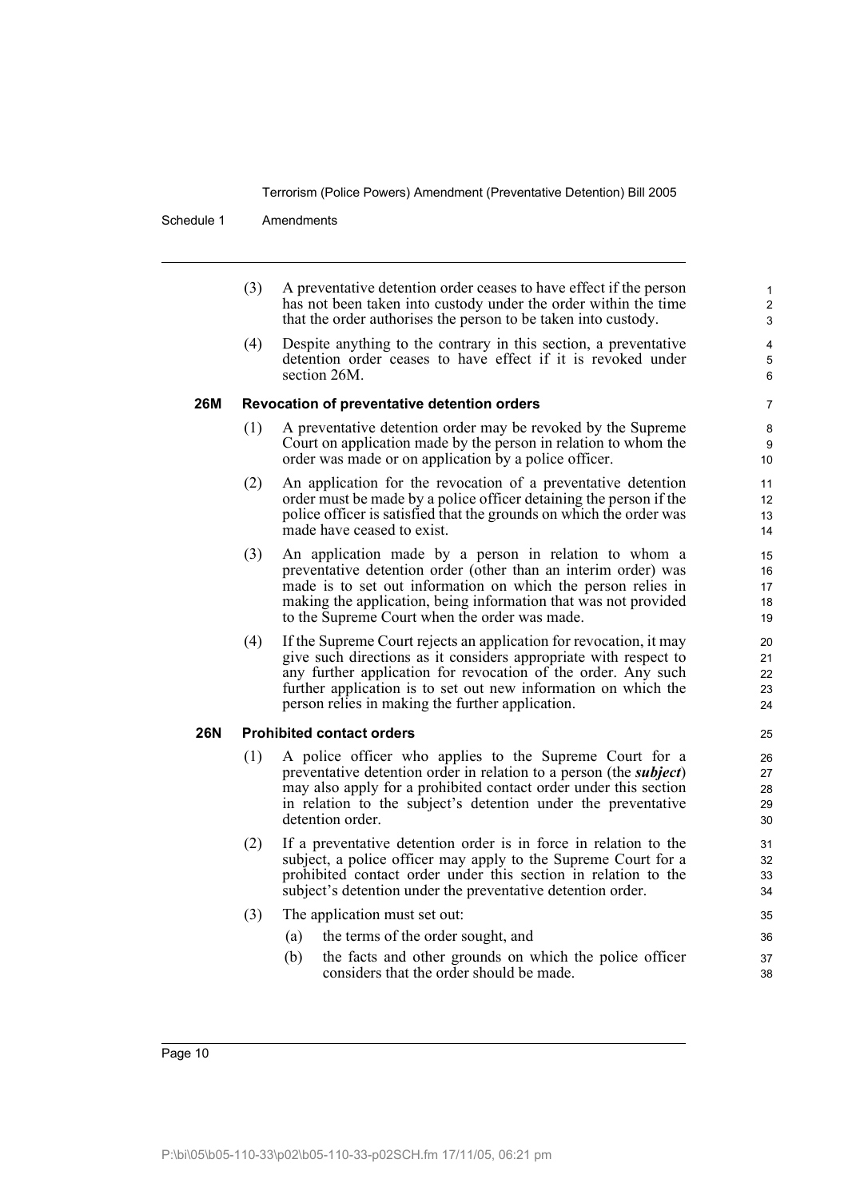(3) A preventative detention order ceases to have effect if the person has not been taken into custody under the order within the time that the order authorises the person to be taken into custody.

(4) Despite anything to the contrary in this section, a preventative detention order ceases to have effect if it is revoked under section 26M.

### 26M Revocation of preventative detention orders

(1) A preventative detention order may be revoked by the Supreme Court on application made by the person in relation to whom the order was made or on application by a police officer.

(2) An application for the revocation of a preventative detention order must be made by a police officer detaining the person if the police officer is satisfied that the grounds on which the order was made have ceased to exist.

(3) An application made by a person in relation to whom a preventative detention order (other than an interim order) was made is to set out information on which the person relies in making the application, being information that was not provided to the Supreme Court when the order was made.

(4) If the Supreme Court rejects an application for revocation, it may give such directions as it considers appropriate with respect to any further application for revocation of the order. Any such further application is to set out new information on which the person relies in making the further application.

### 26N Prohibited contact orders

(1) A police officer who applies to the Supreme Court for a preventative detention order in relation to a person (the ***subject***) may also apply for a prohibited contact order under this section in relation to the subject's detention under the preventative detention order.

(2) If a preventative detention order is in force in relation to the subject, a police officer may apply to the Supreme Court for a prohibited contact order under this section in relation to the subject's detention under the preventative detention order.

(3) The application must set out:

(a) the terms of the order sought, and

(b) the facts and other grounds on which the police officer considers that the order should be made.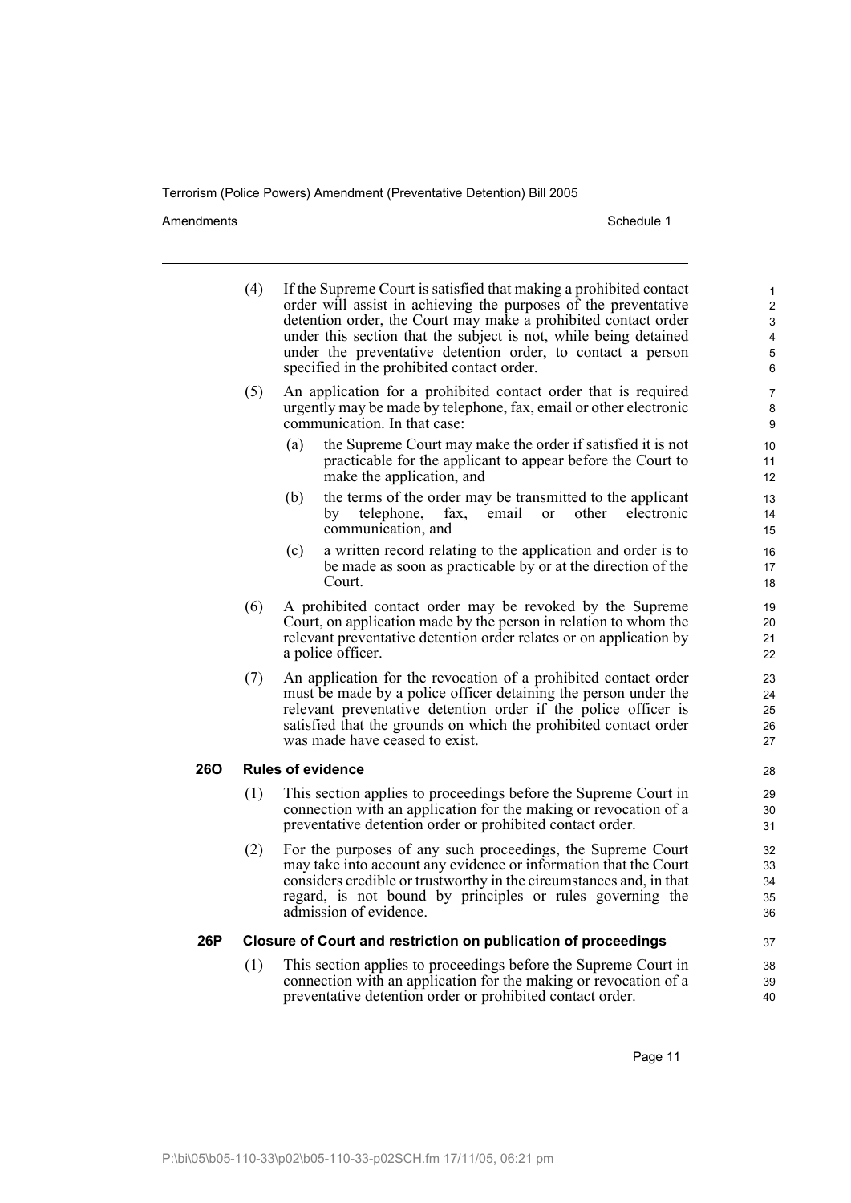(4) If the Supreme Court is satisfied that making a prohibited contact order will assist in achieving the purposes of the preventative detention order, the Court may make a prohibited contact order under this section that the subject is not, while being detained under the preventative detention order, to contact a person specified in the prohibited contact order.

(5) An application for a prohibited contact order that is required urgently may be made by telephone, fax, email or other electronic communication. In that case:

- (a) the Supreme Court may make the order if satisfied it is not practicable for the applicant to appear before the Court to make the application, and
- (b) the terms of the order may be transmitted to the applicant by telephone, fax, email or other electronic communication, and
- (c) a written record relating to the application and order is to be made as soon as practicable by or at the direction of the Court.

(6) A prohibited contact order may be revoked by the Supreme Court, on application made by the person in relation to whom the relevant preventative detention order relates or on application by a police officer.

(7) An application for the revocation of a prohibited contact order must be made by a police officer detaining the person under the relevant preventative detention order if the police officer is satisfied that the grounds on which the prohibited contact order was made have ceased to exist.

### 26O Rules of evidence

(1) This section applies to proceedings before the Supreme Court in connection with an application for the making or revocation of a preventative detention order or prohibited contact order.

(2) For the purposes of any such proceedings, the Supreme Court may take into account any evidence or information that the Court considers credible or trustworthy in the circumstances and, in that regard, is not bound by principles or rules governing the admission of evidence.

### 26P Closure of Court and restriction on publication of proceedings

(1) This section applies to proceedings before the Supreme Court in connection with an application for the making or revocation of a preventative detention order or prohibited contact order.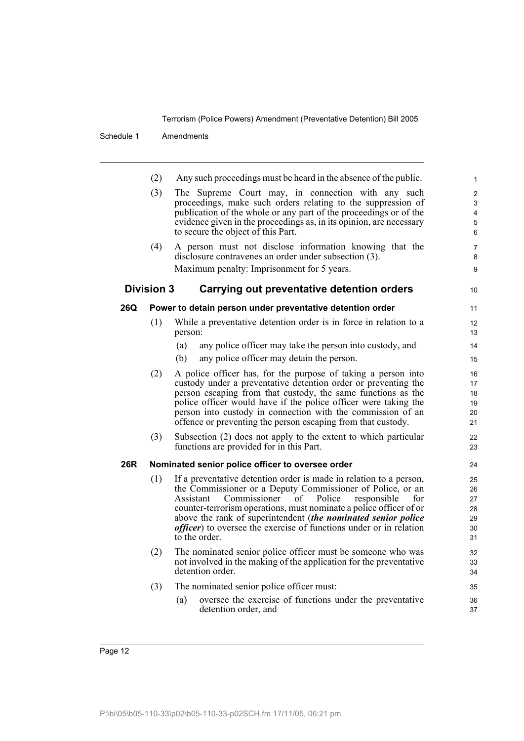(2) Any such proceedings must be heard in the absence of the public.

(3) The Supreme Court may, in connection with any such proceedings, make such orders relating to the suppression of publication of the whole or any part of the proceedings or of the evidence given in the proceedings as, in its opinion, are necessary to secure the object of this Part.

(4) A person must not disclose information knowing that the disclosure contravenes an order under subsection (3).

Maximum penalty: Imprisonment for 5 years.

## Division 3 Carrying out preventative detention orders

### 26Q Power to detain person under preventative detention order

(1) While a preventative detention order is in force in relation to a person:

- (a) any police officer may take the person into custody, and
- (b) any police officer may detain the person.

(2) A police officer has, for the purpose of taking a person into custody under a preventative detention order or preventing the person escaping from that custody, the same functions as the police officer would have if the police officer were taking the person into custody in connection with the commission of an offence or preventing the person escaping from that custody.

(3) Subsection (2) does not apply to the extent to which particular functions are provided for in this Part.

### 26R Nominated senior police officer to oversee order

(1) If a preventative detention order is made in relation to a person, the Commissioner or a Deputy Commissioner of Police, or an Assistant Commissioner of Police responsible for counter-terrorism operations, must nominate a police officer of or above the rank of superintendent (***the nominated senior police officer***) to oversee the exercise of functions under or in relation to the order.

(2) The nominated senior police officer must be someone who was not involved in the making of the application for the preventative detention order.

(3) The nominated senior police officer must:

- (a) oversee the exercise of functions under the preventative detention order, and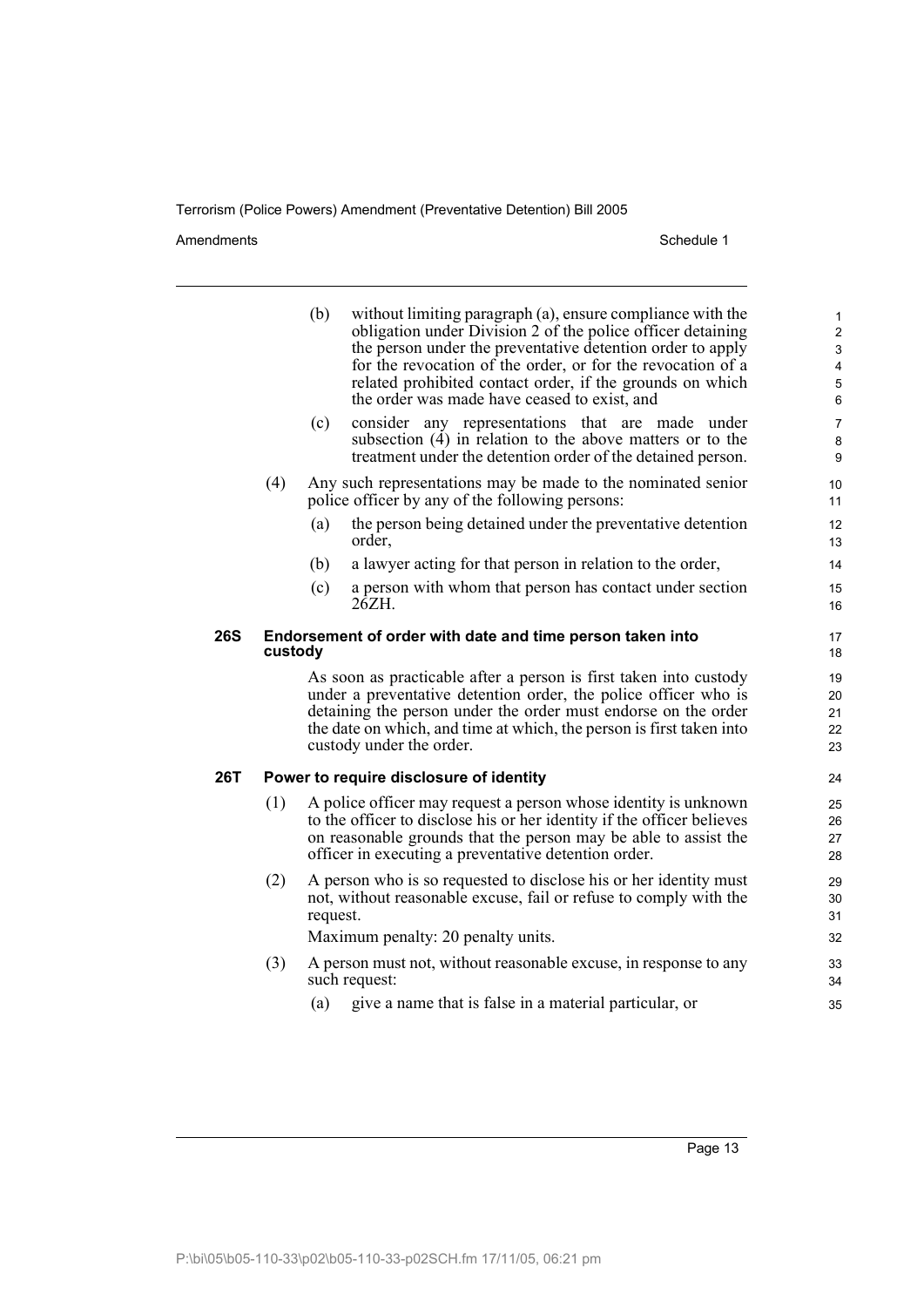(b) without limiting paragraph (a), ensure compliance with the obligation under Division 2 of the police officer detaining the person under the preventative detention order to apply for the revocation of the order, or for the revocation of a related prohibited contact order, if the grounds on which the order was made have ceased to exist, and

(c) consider any representations that are made under subsection (4) in relation to the above matters or to the treatment under the detention order of the detained person.

(4) Any such representations may be made to the nominated senior police officer by any of the following persons:

(a) the person being detained under the preventative detention order,

(b) a lawyer acting for that person in relation to the order,

(c) a person with whom that person has contact under section 26ZH.

### 26S Endorsement of order with date and time person taken into custody

As soon as practicable after a person is first taken into custody under a preventative detention order, the police officer who is detaining the person under the order must endorse on the order the date on which, and time at which, the person is first taken into custody under the order.

### 26T Power to require disclosure of identity

(1) A police officer may request a person whose identity is unknown to the officer to disclose his or her identity if the officer believes on reasonable grounds that the person may be able to assist the officer in executing a preventative detention order.

(2) A person who is so requested to disclose his or her identity must not, without reasonable excuse, fail or refuse to comply with the request.

Maximum penalty: 20 penalty units.

(3) A person must not, without reasonable excuse, in response to any such request:

(a) give a name that is false in a material particular, or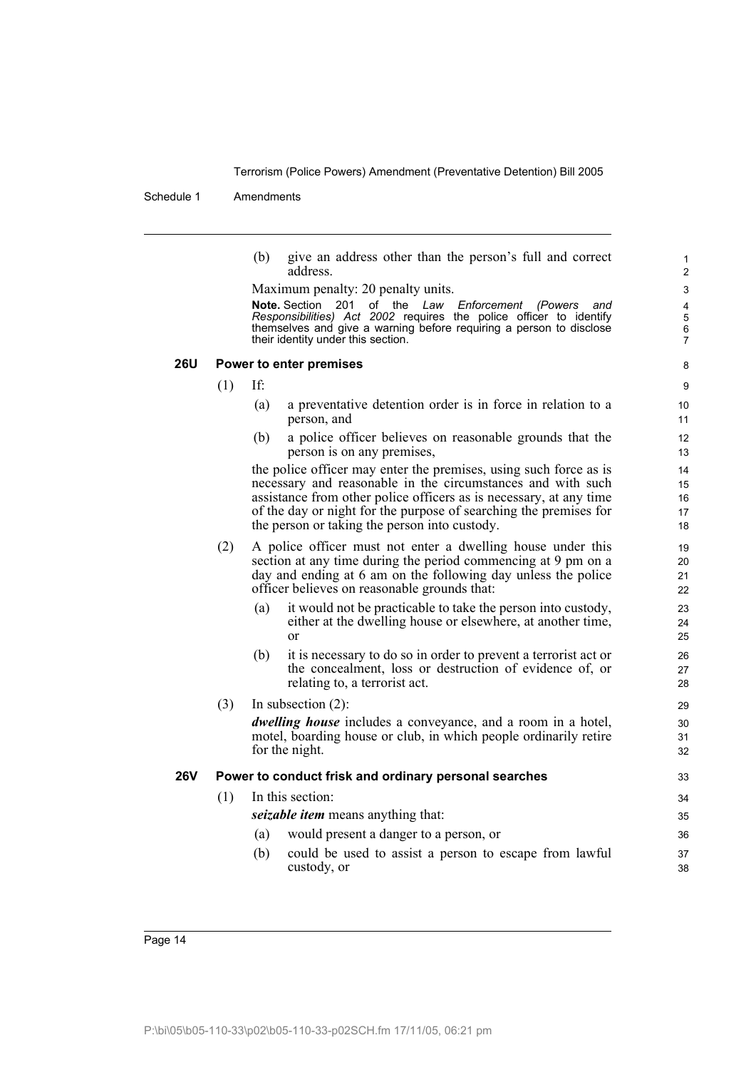(b) give an address other than the person's full and correct address.

Maximum penalty: 20 penalty units.

**Note.** Section 201 of the *Law Enforcement (Powers and Responsibilities) Act 2002* requires the police officer to identify themselves and give a warning before requiring a person to disclose their identity under this section.

### 26U Power to enter premises

(1) If:

(a) a preventative detention order is in force in relation to a person, and

(b) a police officer believes on reasonable grounds that the person is on any premises,

the police officer may enter the premises, using such force as is necessary and reasonable in the circumstances and with such assistance from other police officers as is necessary, at any time of the day or night for the purpose of searching the premises for the person or taking the person into custody.

(2) A police officer must not enter a dwelling house under this section at any time during the period commencing at 9 pm on a day and ending at 6 am on the following day unless the police officer believes on reasonable grounds that:

(a) it would not be practicable to take the person into custody, either at the dwelling house or elsewhere, at another time, or

(b) it is necessary to do so in order to prevent a terrorist act or the concealment, loss or destruction of evidence of, or relating to, a terrorist act.

(3) In subsection (2):

***dwelling house*** includes a conveyance, and a room in a hotel, motel, boarding house or club, in which people ordinarily retire for the night.

### 26V Power to conduct frisk and ordinary personal searches

(1) In this section:

***seizable item*** means anything that:

(a) would present a danger to a person, or

(b) could be used to assist a person to escape from lawful custody, or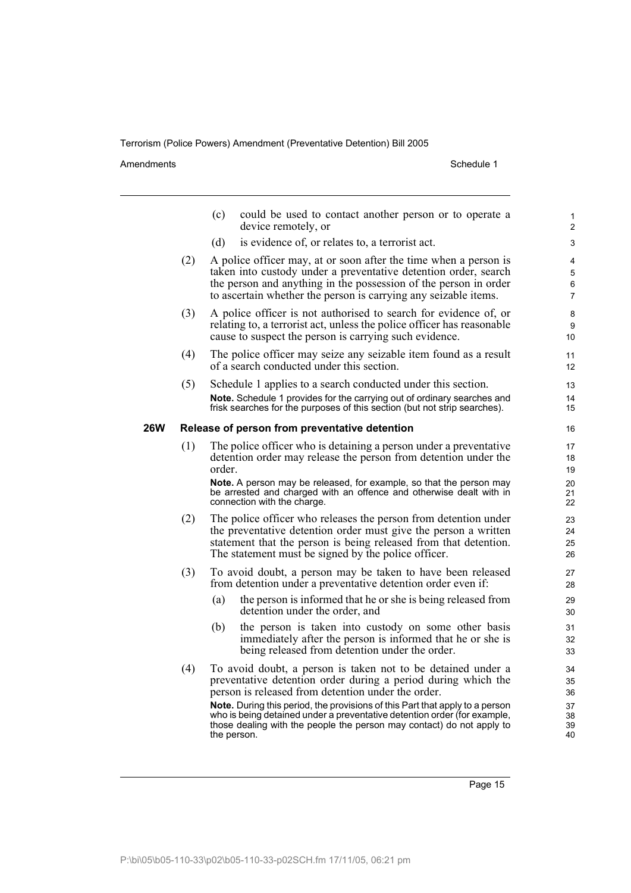(c) could be used to contact another person or to operate a device remotely, or

(d) is evidence of, or relates to, a terrorist act.

(2) A police officer may, at or soon after the time when a person is taken into custody under a preventative detention order, search the person and anything in the possession of the person in order to ascertain whether the person is carrying any seizable items.

(3) A police officer is not authorised to search for evidence of, or relating to, a terrorist act, unless the police officer has reasonable cause to suspect the person is carrying such evidence.

(4) The police officer may seize any seizable item found as a result of a search conducted under this section.

(5) Schedule 1 applies to a search conducted under this section.

**Note.** Schedule 1 provides for the carrying out of ordinary searches and frisk searches for the purposes of this section (but not strip searches).

### 26W Release of person from preventative detention

(1) The police officer who is detaining a person under a preventative detention order may release the person from detention under the order.

**Note.** A person may be released, for example, so that the person may be arrested and charged with an offence and otherwise dealt with in connection with the charge.

(2) The police officer who releases the person from detention under the preventative detention order must give the person a written statement that the person is being released from that detention. The statement must be signed by the police officer.

(3) To avoid doubt, a person may be taken to have been released from detention under a preventative detention order even if:

(a) the person is informed that he or she is being released from detention under the order, and

(b) the person is taken into custody on some other basis immediately after the person is informed that he or she is being released from detention under the order.

(4) To avoid doubt, a person is taken not to be detained under a preventative detention order during a period during which the person is released from detention under the order.

**Note.** During this period, the provisions of this Part that apply to a person who is being detained under a preventative detention order (for example, those dealing with the people the person may contact) do not apply to the person.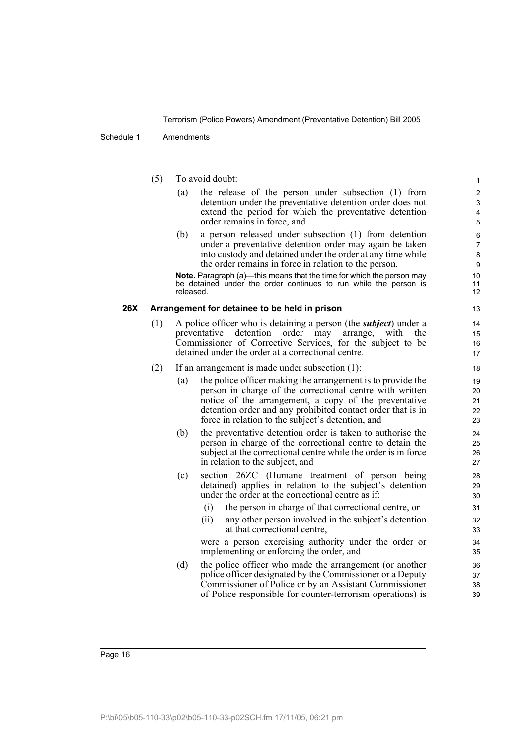(5) To avoid doubt:

(a) the release of the person under subsection (1) from detention under the preventative detention order does not extend the period for which the preventative detention order remains in force, and

(b) a person released under subsection (1) from detention under a preventative detention order may again be taken into custody and detained under the order at any time while the order remains in force in relation to the person.

**Note.** Paragraph (a)—this means that the time for which the person may be detained under the order continues to run while the person is released.

### 26X Arrangement for detainee to be held in prison

(1) A police officer who is detaining a person (the ***subject***) under a preventative detention order may arrange, with the Commissioner of Corrective Services, for the subject to be detained under the order at a correctional centre.

(2) If an arrangement is made under subsection (1):

(a) the police officer making the arrangement is to provide the person in charge of the correctional centre with written notice of the arrangement, a copy of the preventative detention order and any prohibited contact order that is in force in relation to the subject's detention, and

(b) the preventative detention order is taken to authorise the person in charge of the correctional centre to detain the subject at the correctional centre while the order is in force in relation to the subject, and

(c) section 26ZC (Humane treatment of person being detained) applies in relation to the subject's detention under the order at the correctional centre as if:

(i) the person in charge of that correctional centre, or

(ii) any other person involved in the subject's detention at that correctional centre,

were a person exercising authority under the order or implementing or enforcing the order, and

(d) the police officer who made the arrangement (or another police officer designated by the Commissioner or a Deputy Commissioner of Police or by an Assistant Commissioner of Police responsible for counter-terrorism operations) is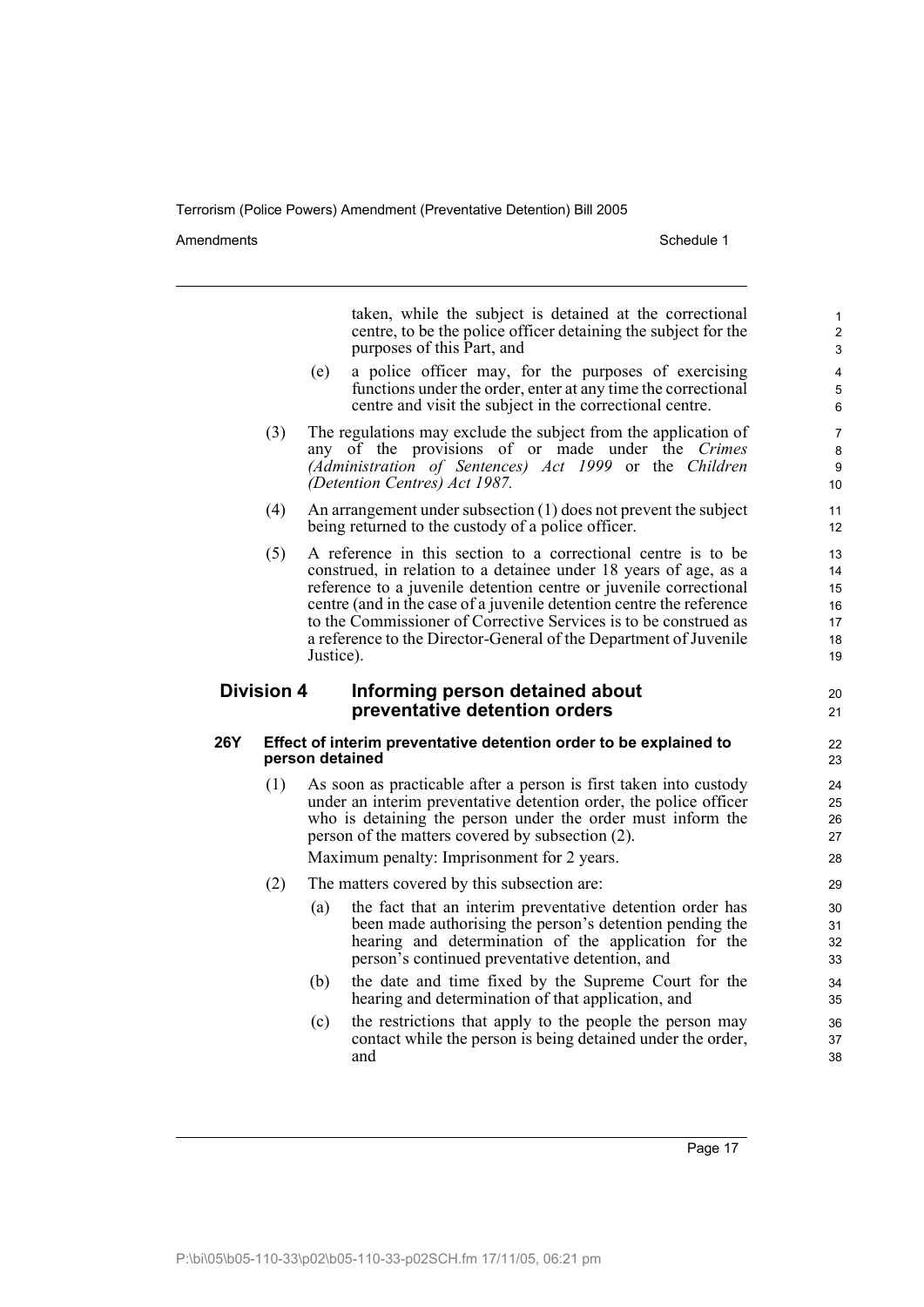taken, while the subject is detained at the correctional centre, to be the police officer detaining the subject for the purposes of this Part, and

(e) a police officer may, for the purposes of exercising functions under the order, enter at any time the correctional centre and visit the subject in the correctional centre.

(3) The regulations may exclude the subject from the application of any of the provisions of or made under the *Crimes (Administration of Sentences) Act 1999* or the *Children (Detention Centres) Act 1987*.

(4) An arrangement under subsection (1) does not prevent the subject being returned to the custody of a police officer.

(5) A reference in this section to a correctional centre is to be construed, in relation to a detainee under 18 years of age, as a reference to a juvenile detention centre or juvenile correctional centre (and in the case of a juvenile detention centre the reference to the Commissioner of Corrective Services is to be construed as a reference to the Director-General of the Department of Juvenile Justice).

## Division 4 Informing person detained about preventative detention orders

### 26Y Effect of interim preventative detention order to be explained to person detained

(1) As soon as practicable after a person is first taken into custody under an interim preventative detention order, the police officer who is detaining the person under the order must inform the person of the matters covered by subsection (2).

Maximum penalty: Imprisonment for 2 years.

(2) The matters covered by this subsection are:

(a) the fact that an interim preventative detention order has been made authorising the person's detention pending the hearing and determination of the application for the person's continued preventative detention, and

(b) the date and time fixed by the Supreme Court for the hearing and determination of that application, and

(c) the restrictions that apply to the people the person may contact while the person is being detained under the order, and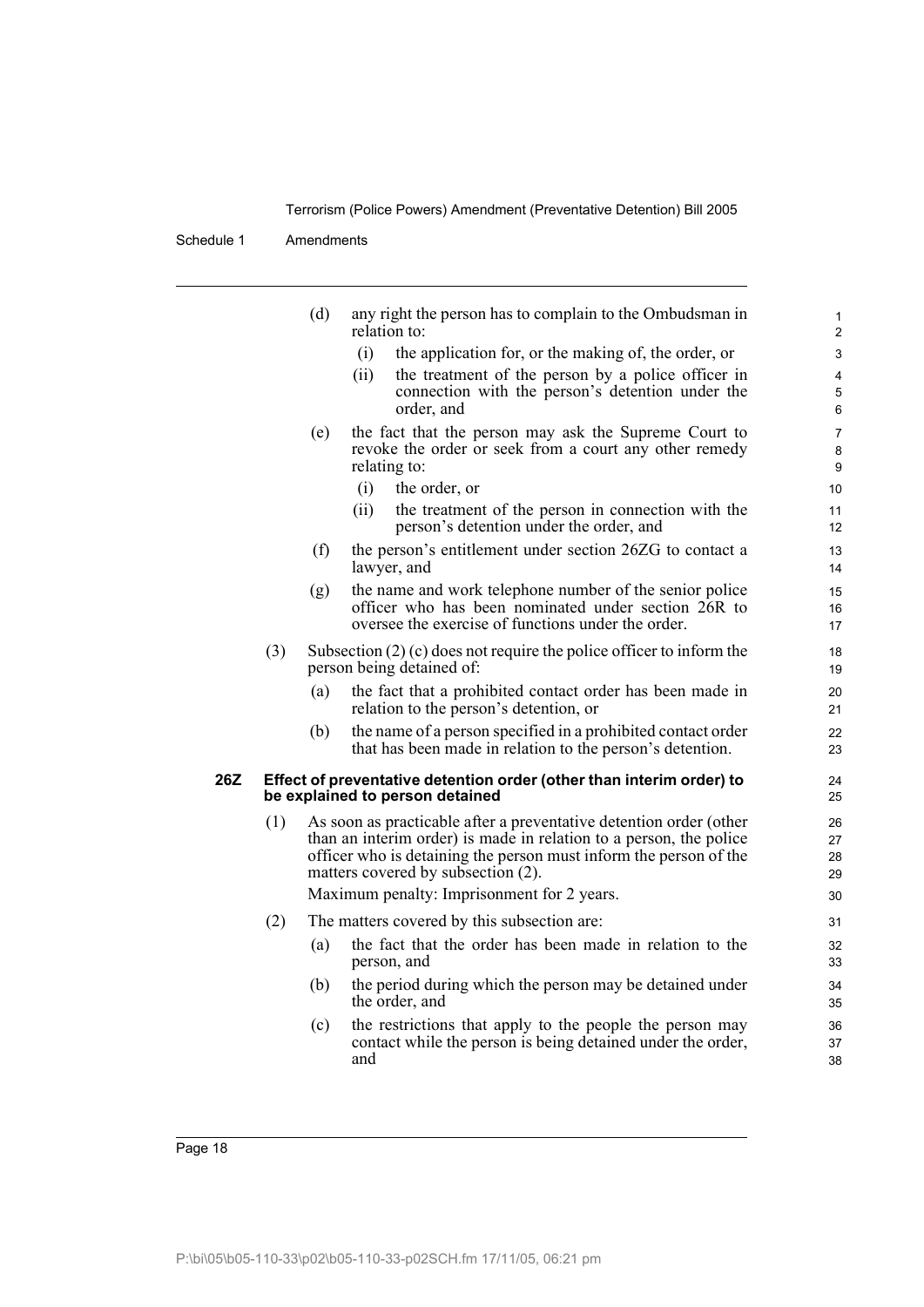(d) any right the person has to complain to the Ombudsman in relation to:

  (i) the application for, or the making of, the order, or

  (ii) the treatment of the person by a police officer in connection with the person's detention under the order, and

(e) the fact that the person may ask the Supreme Court to revoke the order or seek from a court any other remedy relating to:

  (i) the order, or

  (ii) the treatment of the person in connection with the person's detention under the order, and

(f) the person's entitlement under section 26ZG to contact a lawyer, and

(g) the name and work telephone number of the senior police officer who has been nominated under section 26R to oversee the exercise of functions under the order.

(3) Subsection (2) (c) does not require the police officer to inform the person being detained of:

(a) the fact that a prohibited contact order has been made in relation to the person's detention, or

(b) the name of a person specified in a prohibited contact order that has been made in relation to the person's detention.

**26Z Effect of preventative detention order (other than interim order) to be explained to person detained**

(1) As soon as practicable after a preventative detention order (other than an interim order) is made in relation to a person, the police officer who is detaining the person must inform the person of the matters covered by subsection (2).

Maximum penalty: Imprisonment for 2 years.

(2) The matters covered by this subsection are:

(a) the fact that the order has been made in relation to the person, and

(b) the period during which the person may be detained under the order, and

(c) the restrictions that apply to the people the person may contact while the person is being detained under the order, and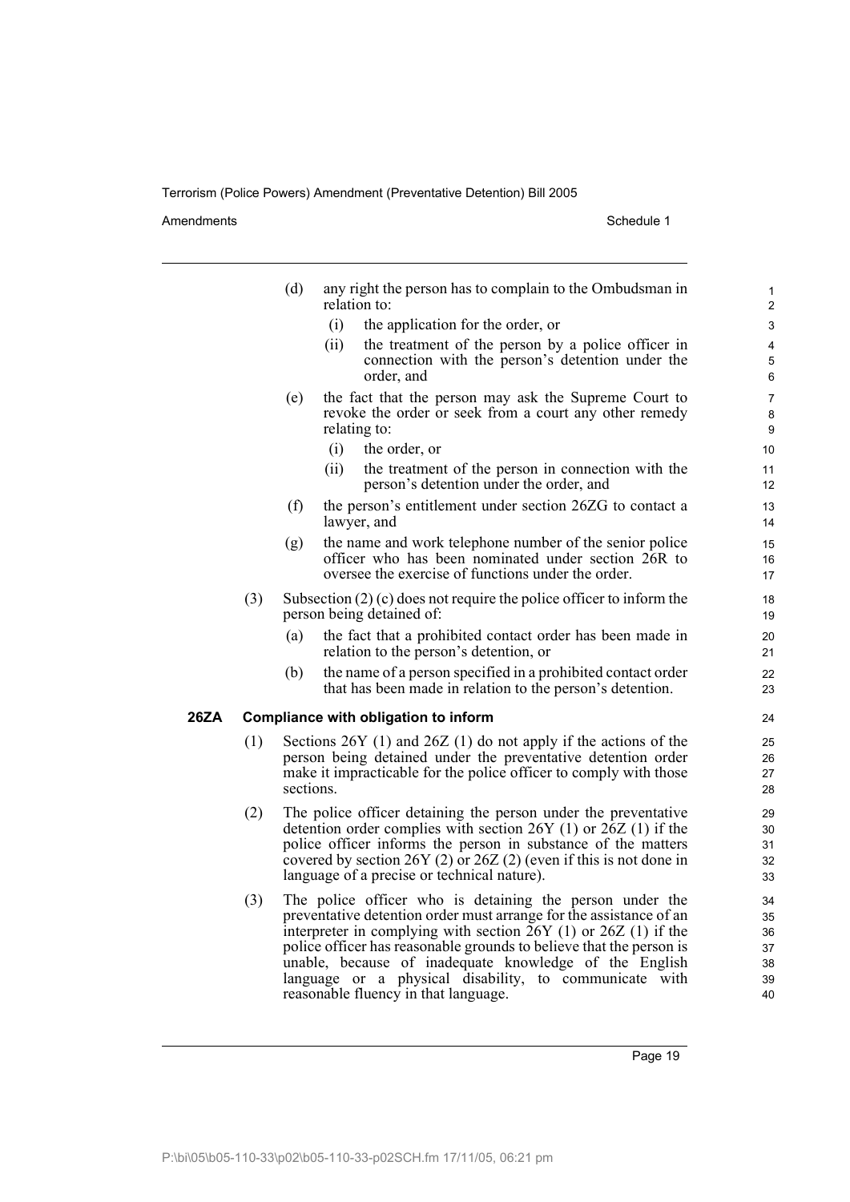(d) any right the person has to complain to the Ombudsman in relation to:

   (i) the application for the order, or

   (ii) the treatment of the person by a police officer in connection with the person's detention under the order, and

(e) the fact that the person may ask the Supreme Court to revoke the order or seek from a court any other remedy relating to:

   (i) the order, or

   (ii) the treatment of the person in connection with the person's detention under the order, and

(f) the person's entitlement under section 26ZG to contact a lawyer, and

(g) the name and work telephone number of the senior police officer who has been nominated under section 26R to oversee the exercise of functions under the order.

(3) Subsection (2) (c) does not require the police officer to inform the person being detained of:

   (a) the fact that a prohibited contact order has been made in relation to the person's detention, or

   (b) the name of a person specified in a prohibited contact order that has been made in relation to the person's detention.

**26ZA Compliance with obligation to inform**

(1) Sections 26Y (1) and 26Z (1) do not apply if the actions of the person being detained under the preventative detention order make it impracticable for the police officer to comply with those sections.

(2) The police officer detaining the person under the preventative detention order complies with section 26Y (1) or 26Z (1) if the police officer informs the person in substance of the matters covered by section 26Y (2) or 26Z (2) (even if this is not done in language of a precise or technical nature).

(3) The police officer who is detaining the person under the preventative detention order must arrange for the assistance of an interpreter in complying with section 26Y (1) or 26Z (1) if the police officer has reasonable grounds to believe that the person is unable, because of inadequate knowledge of the English language or a physical disability, to communicate with reasonable fluency in that language.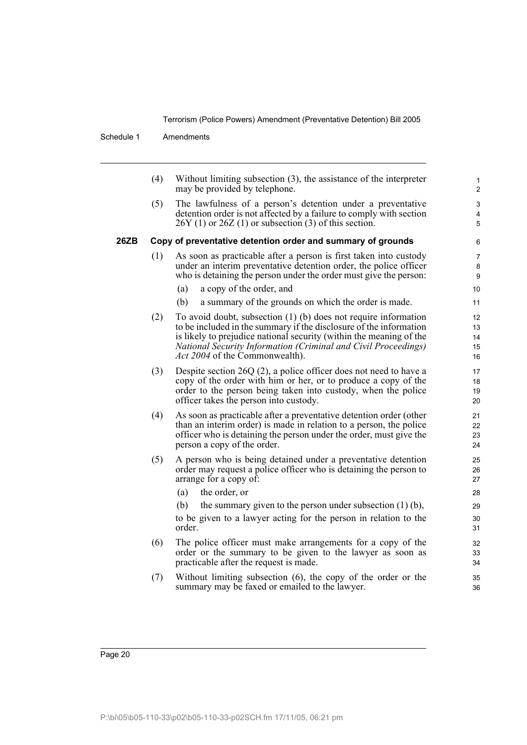(4) Without limiting subsection (3), the assistance of the interpreter may be provided by telephone.

(5) The lawfulness of a person's detention under a preventative detention order is not affected by a failure to comply with section 26Y (1) or 26Z (1) or subsection (3) of this section.

### 26ZB Copy of preventative detention order and summary of grounds

(1) As soon as practicable after a person is first taken into custody under an interim preventative detention order, the police officer who is detaining the person under the order must give the person:

(a) a copy of the order, and

(b) a summary of the grounds on which the order is made.

(2) To avoid doubt, subsection (1) (b) does not require information to be included in the summary if the disclosure of the information is likely to prejudice national security (within the meaning of the *National Security Information (Criminal and Civil Proceedings) Act 2004* of the Commonwealth).

(3) Despite section 26Q (2), a police officer does not need to have a copy of the order with him or her, or to produce a copy of the order to the person being taken into custody, when the police officer takes the person into custody.

(4) As soon as practicable after a preventative detention order (other than an interim order) is made in relation to a person, the police officer who is detaining the person under the order, must give the person a copy of the order.

(5) A person who is being detained under a preventative detention order may request a police officer who is detaining the person to arrange for a copy of:

(a) the order, or

(b) the summary given to the person under subsection (1) (b),

to be given to a lawyer acting for the person in relation to the order.

(6) The police officer must make arrangements for a copy of the order or the summary to be given to the lawyer as soon as practicable after the request is made.

(7) Without limiting subsection (6), the copy of the order or the summary may be faxed or emailed to the lawyer.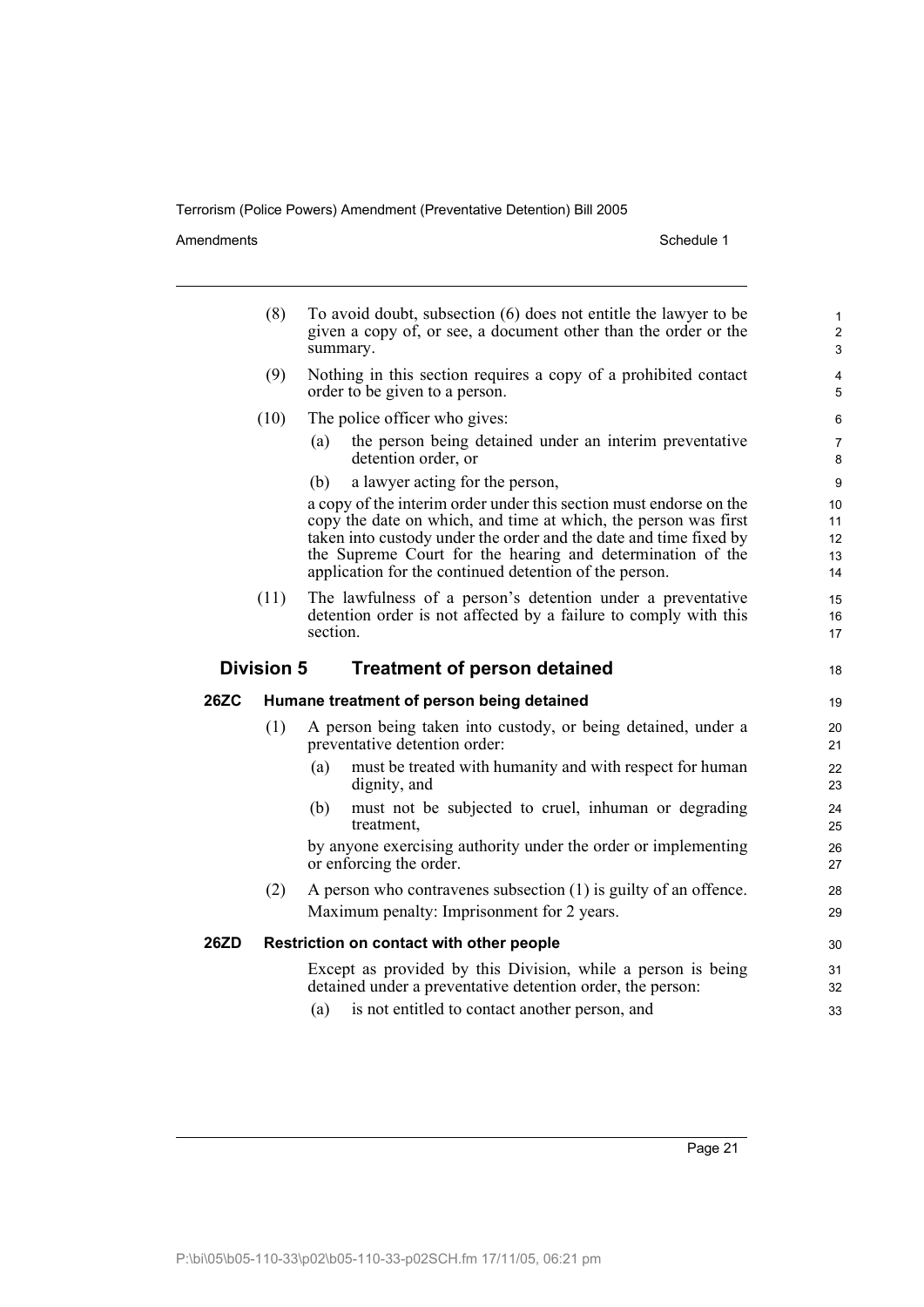(8) To avoid doubt, subsection (6) does not entitle the lawyer to be given a copy of, or see, a document other than the order or the summary.

(9) Nothing in this section requires a copy of a prohibited contact order to be given to a person.

(10) The police officer who gives:

- (a) the person being detained under an interim preventative detention order, or
- (b) a lawyer acting for the person,

a copy of the interim order under this section must endorse on the copy the date on which, and time at which, the person was first taken into custody under the order and the date and time fixed by the Supreme Court for the hearing and determination of the application for the continued detention of the person.

(11) The lawfulness of a person's detention under a preventative detention order is not affected by a failure to comply with this section.

## Division 5 Treatment of person detained

### 26ZC Humane treatment of person being detained

(1) A person being taken into custody, or being detained, under a preventative detention order:

- (a) must be treated with humanity and with respect for human dignity, and
- (b) must not be subjected to cruel, inhuman or degrading treatment,

by anyone exercising authority under the order or implementing or enforcing the order.

(2) A person who contravenes subsection (1) is guilty of an offence.

Maximum penalty: Imprisonment for 2 years.

### 26ZD Restriction on contact with other people

Except as provided by this Division, while a person is being detained under a preventative detention order, the person:

- (a) is not entitled to contact another person, and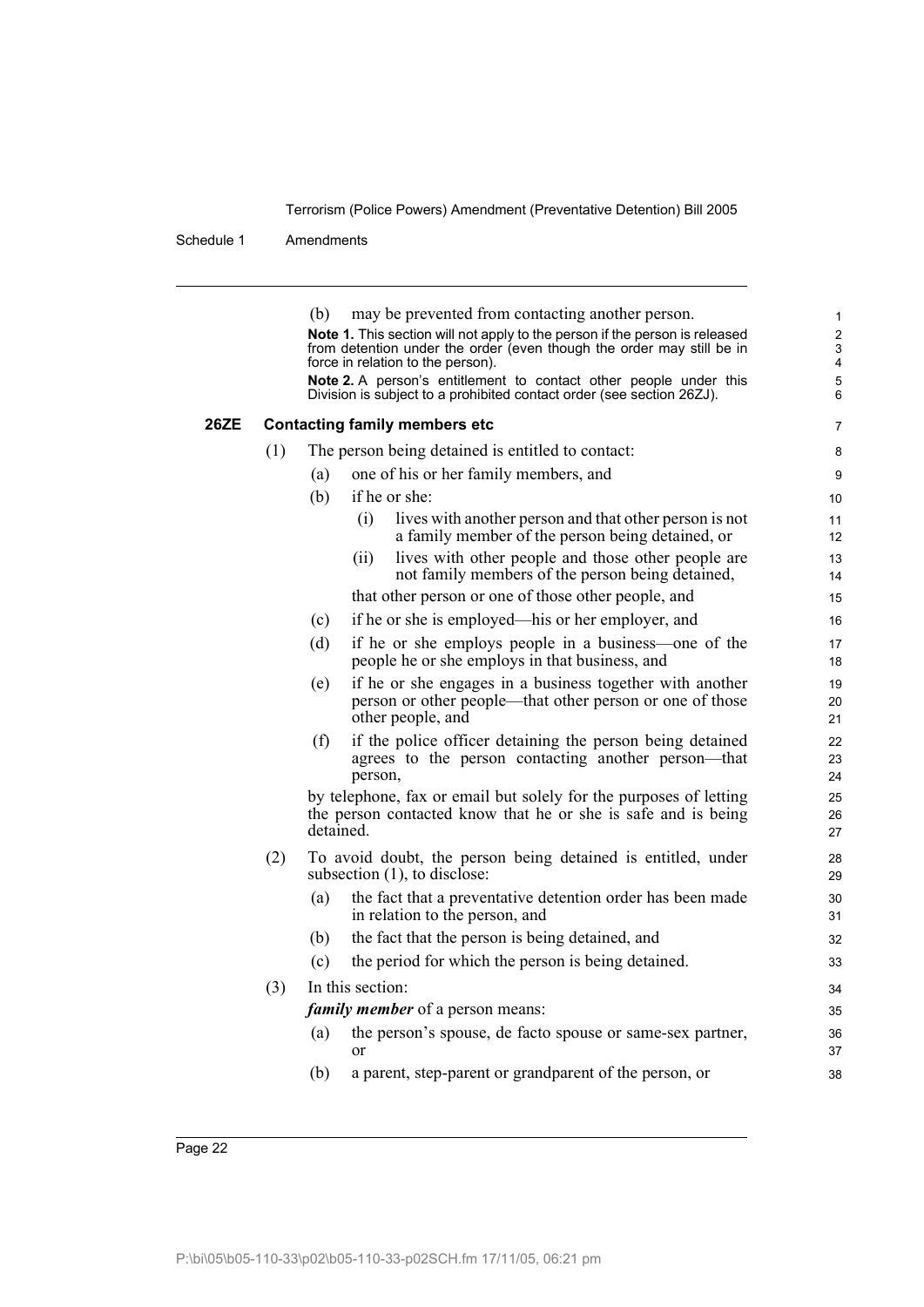(b) may be prevented from contacting another person.

**Note 1.** This section will not apply to the person if the person is released from detention under the order (even though the order may still be in force in relation to the person).

**Note 2.** A person's entitlement to contact other people under this Division is subject to a prohibited contact order (see section 26ZJ).

### 26ZE Contacting family members etc

(1) The person being detained is entitled to contact:

- (a) one of his or her family members, and
- (b) if he or she:
  - (i) lives with another person and that other person is not a family member of the person being detained, or
  - (ii) lives with other people and those other people are not family members of the person being detained,

  that other person or one of those other people, and
- (c) if he or she is employed—his or her employer, and
- (d) if he or she employs people in a business—one of the people he or she employs in that business, and
- (e) if he or she engages in a business together with another person or other people—that other person or one of those other people, and
- (f) if the police officer detaining the person being detained agrees to the person contacting another person—that person,

by telephone, fax or email but solely for the purposes of letting the person contacted know that he or she is safe and is being detained.

(2) To avoid doubt, the person being detained is entitled, under subsection (1), to disclose:

- (a) the fact that a preventative detention order has been made in relation to the person, and
- (b) the fact that the person is being detained, and
- (c) the period for which the person is being detained.

(3) In this section:

***family member*** of a person means:

- (a) the person's spouse, de facto spouse or same-sex partner, or
- (b) a parent, step-parent or grandparent of the person, or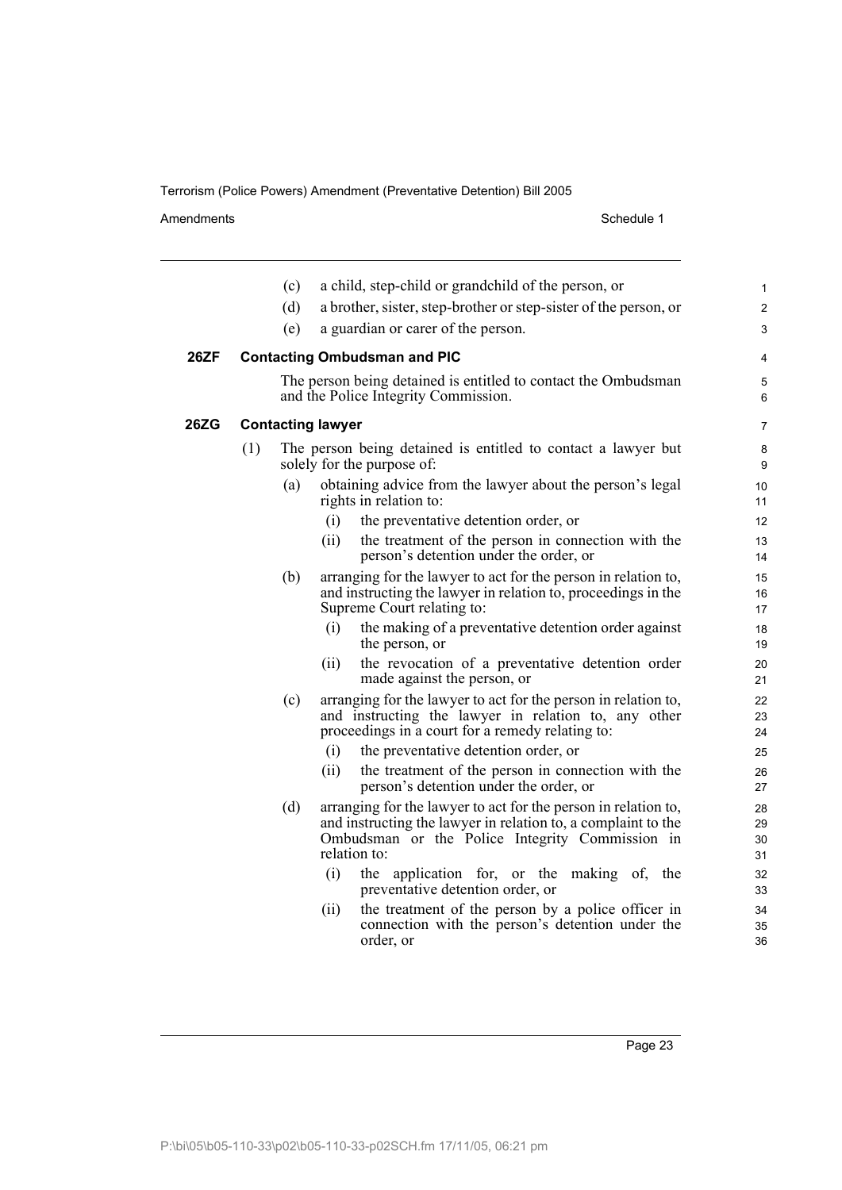(c) a child, step-child or grandchild of the person, or

(d) a brother, sister, step-brother or step-sister of the person, or

(e) a guardian or carer of the person.

### 26ZF Contacting Ombudsman and PIC

The person being detained is entitled to contact the Ombudsman and the Police Integrity Commission.

### 26ZG Contacting lawyer

(1) The person being detained is entitled to contact a lawyer but solely for the purpose of:

(a) obtaining advice from the lawyer about the person's legal rights in relation to:

(i) the preventative detention order, or

(ii) the treatment of the person in connection with the person's detention under the order, or

(b) arranging for the lawyer to act for the person in relation to, and instructing the lawyer in relation to, proceedings in the Supreme Court relating to:

(i) the making of a preventative detention order against the person, or

(ii) the revocation of a preventative detention order made against the person, or

(c) arranging for the lawyer to act for the person in relation to, and instructing the lawyer in relation to, any other proceedings in a court for a remedy relating to:

(i) the preventative detention order, or

(ii) the treatment of the person in connection with the person's detention under the order, or

(d) arranging for the lawyer to act for the person in relation to, and instructing the lawyer in relation to, a complaint to the Ombudsman or the Police Integrity Commission in relation to:

(i) the application for, or the making of, the preventative detention order, or

(ii) the treatment of the person by a police officer in connection with the person's detention under the order, or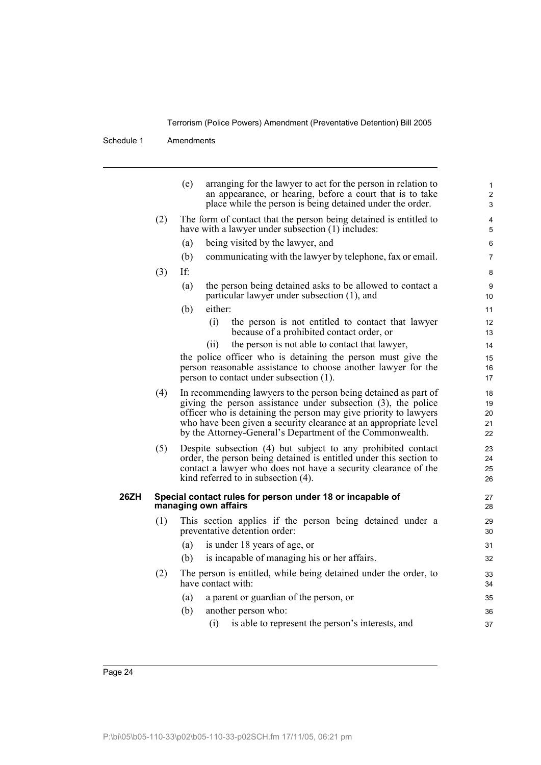(e) arranging for the lawyer to act for the person in relation to an appearance, or hearing, before a court that is to take place while the person is being detained under the order.

(2) The form of contact that the person being detained is entitled to have with a lawyer under subsection (1) includes:

(a) being visited by the lawyer, and

(b) communicating with the lawyer by telephone, fax or email.

(3) If:

(a) the person being detained asks to be allowed to contact a particular lawyer under subsection (1), and

(b) either:

(i) the person is not entitled to contact that lawyer because of a prohibited contact order, or

(ii) the person is not able to contact that lawyer,

the police officer who is detaining the person must give the person reasonable assistance to choose another lawyer for the person to contact under subsection (1).

(4) In recommending lawyers to the person being detained as part of giving the person assistance under subsection (3), the police officer who is detaining the person may give priority to lawyers who have been given a security clearance at an appropriate level by the Attorney-General's Department of the Commonwealth.

(5) Despite subsection (4) but subject to any prohibited contact order, the person being detained is entitled under this section to contact a lawyer who does not have a security clearance of the kind referred to in subsection (4).

### 26ZH Special contact rules for person under 18 or incapable of managing own affairs

(1) This section applies if the person being detained under a preventative detention order:

(a) is under 18 years of age, or

(b) is incapable of managing his or her affairs.

(2) The person is entitled, while being detained under the order, to have contact with:

(a) a parent or guardian of the person, or

(b) another person who:

(i) is able to represent the person's interests, and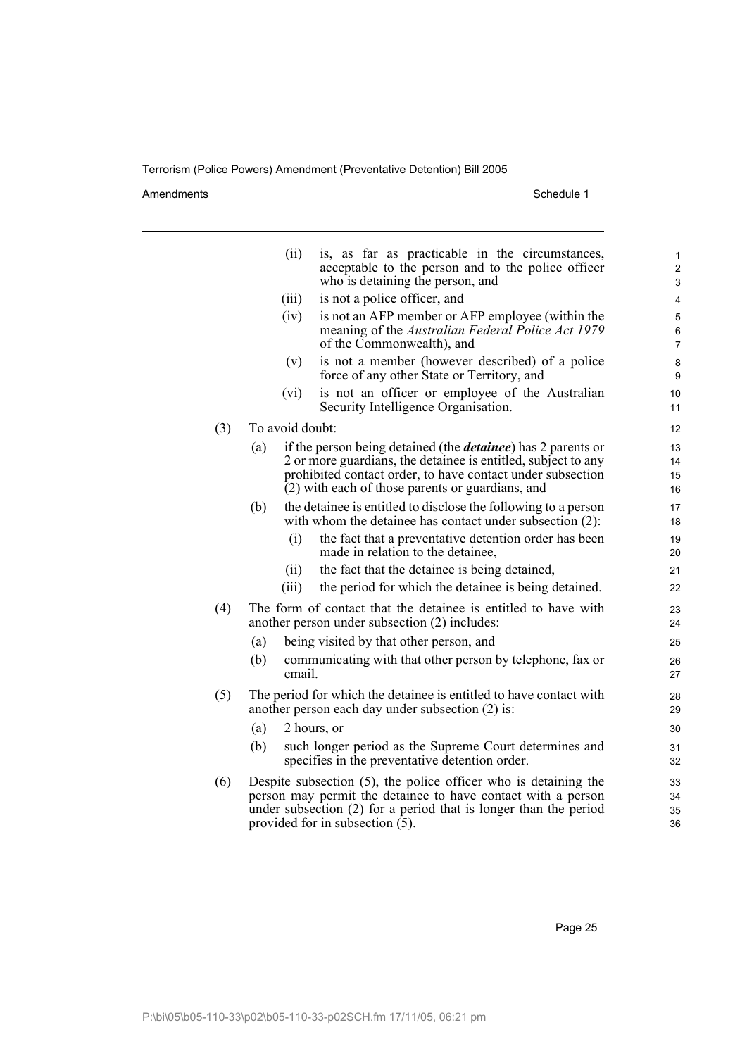(ii) is, as far as practicable in the circumstances, acceptable to the person and to the police officer who is detaining the person, and

(iii) is not a police officer, and

(iv) is not an AFP member or AFP employee (within the meaning of the *Australian Federal Police Act 1979* of the Commonwealth), and

(v) is not a member (however described) of a police force of any other State or Territory, and

(vi) is not an officer or employee of the Australian Security Intelligence Organisation.

(3) To avoid doubt:

(a) if the person being detained (the ***detainee***) has 2 parents or 2 or more guardians, the detainee is entitled, subject to any prohibited contact order, to have contact under subsection (2) with each of those parents or guardians, and

(b) the detainee is entitled to disclose the following to a person with whom the detainee has contact under subsection (2):

(i) the fact that a preventative detention order has been made in relation to the detainee,

(ii) the fact that the detainee is being detained,

(iii) the period for which the detainee is being detained.

(4) The form of contact that the detainee is entitled to have with another person under subsection (2) includes:

(a) being visited by that other person, and

(b) communicating with that other person by telephone, fax or email.

(5) The period for which the detainee is entitled to have contact with another person each day under subsection (2) is:

(a) 2 hours, or

(b) such longer period as the Supreme Court determines and specifies in the preventative detention order.

(6) Despite subsection (5), the police officer who is detaining the person may permit the detainee to have contact with a person under subsection (2) for a period that is longer than the period provided for in subsection (5).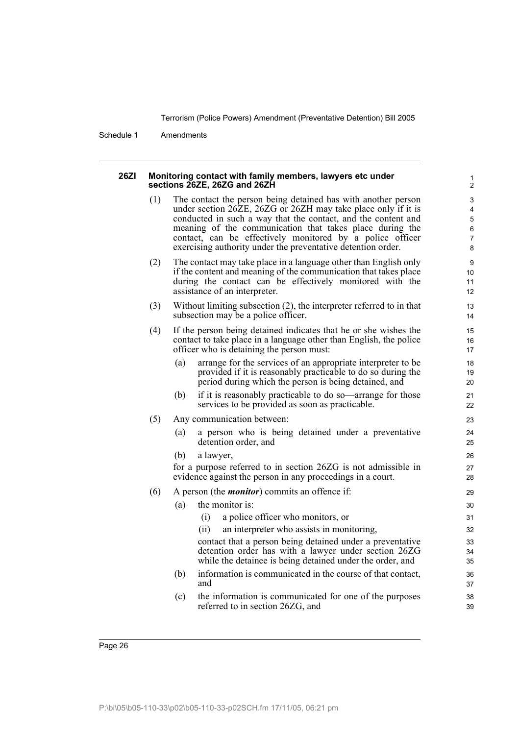### 26ZI Monitoring contact with family members, lawyers etc under sections 26ZE, 26ZG and 26ZH

(1) The contact the person being detained has with another person under section 26ZE, 26ZG or 26ZH may take place only if it is conducted in such a way that the contact, and the content and meaning of the communication that takes place during the contact, can be effectively monitored by a police officer exercising authority under the preventative detention order.

(2) The contact may take place in a language other than English only if the content and meaning of the communication that takes place during the contact can be effectively monitored with the assistance of an interpreter.

(3) Without limiting subsection (2), the interpreter referred to in that subsection may be a police officer.

(4) If the person being detained indicates that he or she wishes the contact to take place in a language other than English, the police officer who is detaining the person must:

- (a) arrange for the services of an appropriate interpreter to be provided if it is reasonably practicable to do so during the period during which the person is being detained, and
- (b) if it is reasonably practicable to do so—arrange for those services to be provided as soon as practicable.

(5) Any communication between:

- (a) a person who is being detained under a preventative detention order, and
- (b) a lawyer,

for a purpose referred to in section 26ZG is not admissible in evidence against the person in any proceedings in a court.

(6) A person (the ***monitor***) commits an offence if:

- (a) the monitor is:
  - (i) a police officer who monitors, or
  - (ii) an interpreter who assists in monitoring,

  contact that a person being detained under a preventative detention order has with a lawyer under section 26ZG while the detainee is being detained under the order, and
- (b) information is communicated in the course of that contact, and
- (c) the information is communicated for one of the purposes referred to in section 26ZG, and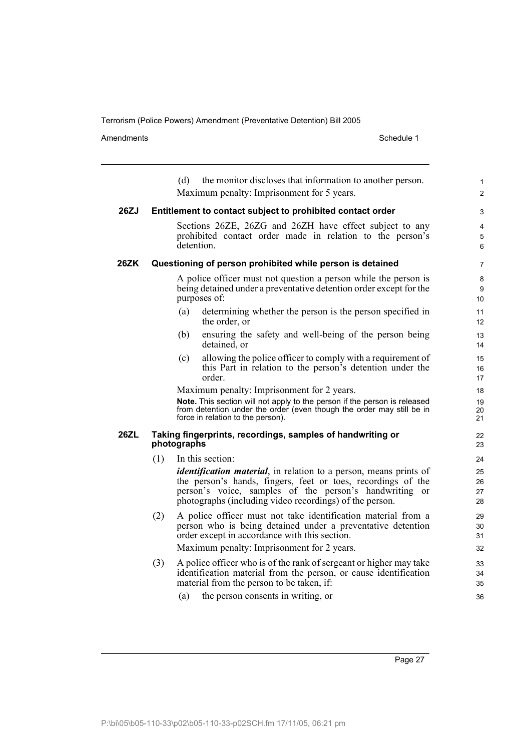(d) the monitor discloses that information to another person.

Maximum penalty: Imprisonment for 5 years.

### 26ZJ Entitlement to contact subject to prohibited contact order

Sections 26ZE, 26ZG and 26ZH have effect subject to any prohibited contact order made in relation to the person's detention.

### 26ZK Questioning of person prohibited while person is detained

A police officer must not question a person while the person is being detained under a preventative detention order except for the purposes of:

(a) determining whether the person is the person specified in the order, or

(b) ensuring the safety and well-being of the person being detained, or

(c) allowing the police officer to comply with a requirement of this Part in relation to the person's detention under the order.

Maximum penalty: Imprisonment for 2 years.

**Note.** This section will not apply to the person if the person is released from detention under the order (even though the order may still be in force in relation to the person).

### 26ZL Taking fingerprints, recordings, samples of handwriting or photographs

(1) In this section:

***identification material***, in relation to a person, means prints of the person's hands, fingers, feet or toes, recordings of the person's voice, samples of the person's handwriting or photographs (including video recordings) of the person.

(2) A police officer must not take identification material from a person who is being detained under a preventative detention order except in accordance with this section.

Maximum penalty: Imprisonment for 2 years.

(3) A police officer who is of the rank of sergeant or higher may take identification material from the person, or cause identification material from the person to be taken, if:

(a) the person consents in writing, or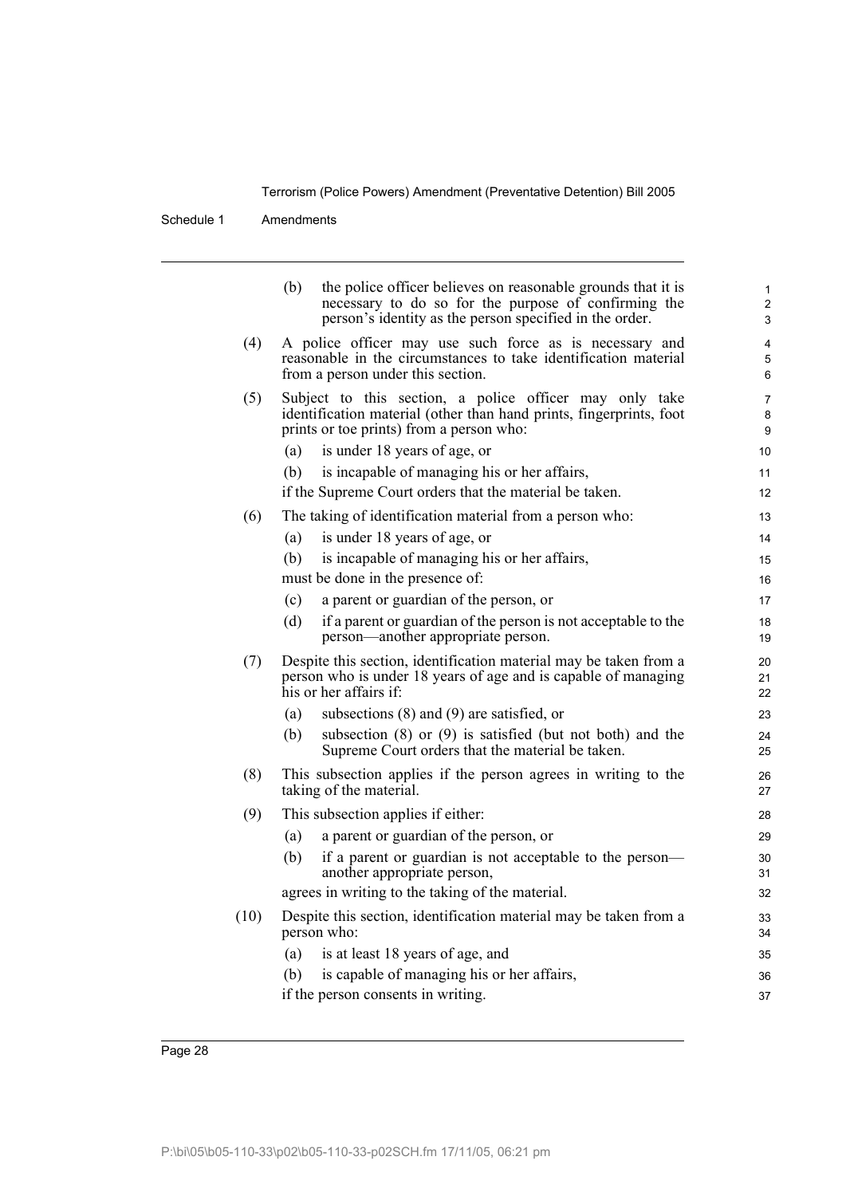(b) the police officer believes on reasonable grounds that it is necessary to do so for the purpose of confirming the person's identity as the person specified in the order.

(4) A police officer may use such force as is necessary and reasonable in the circumstances to take identification material from a person under this section.

(5) Subject to this section, a police officer may only take identification material (other than hand prints, fingerprints, foot prints or toe prints) from a person who:

(a) is under 18 years of age, or

(b) is incapable of managing his or her affairs,

if the Supreme Court orders that the material be taken.

(6) The taking of identification material from a person who:

(a) is under 18 years of age, or

(b) is incapable of managing his or her affairs,

must be done in the presence of:

(c) a parent or guardian of the person, or

(d) if a parent or guardian of the person is not acceptable to the person—another appropriate person.

(7) Despite this section, identification material may be taken from a person who is under 18 years of age and is capable of managing his or her affairs if:

(a) subsections (8) and (9) are satisfied, or

(b) subsection (8) or (9) is satisfied (but not both) and the Supreme Court orders that the material be taken.

(8) This subsection applies if the person agrees in writing to the taking of the material.

(9) This subsection applies if either:

(a) a parent or guardian of the person, or

(b) if a parent or guardian is not acceptable to the person—another appropriate person,

agrees in writing to the taking of the material.

(10) Despite this section, identification material may be taken from a person who:

(a) is at least 18 years of age, and

(b) is capable of managing his or her affairs,

if the person consents in writing.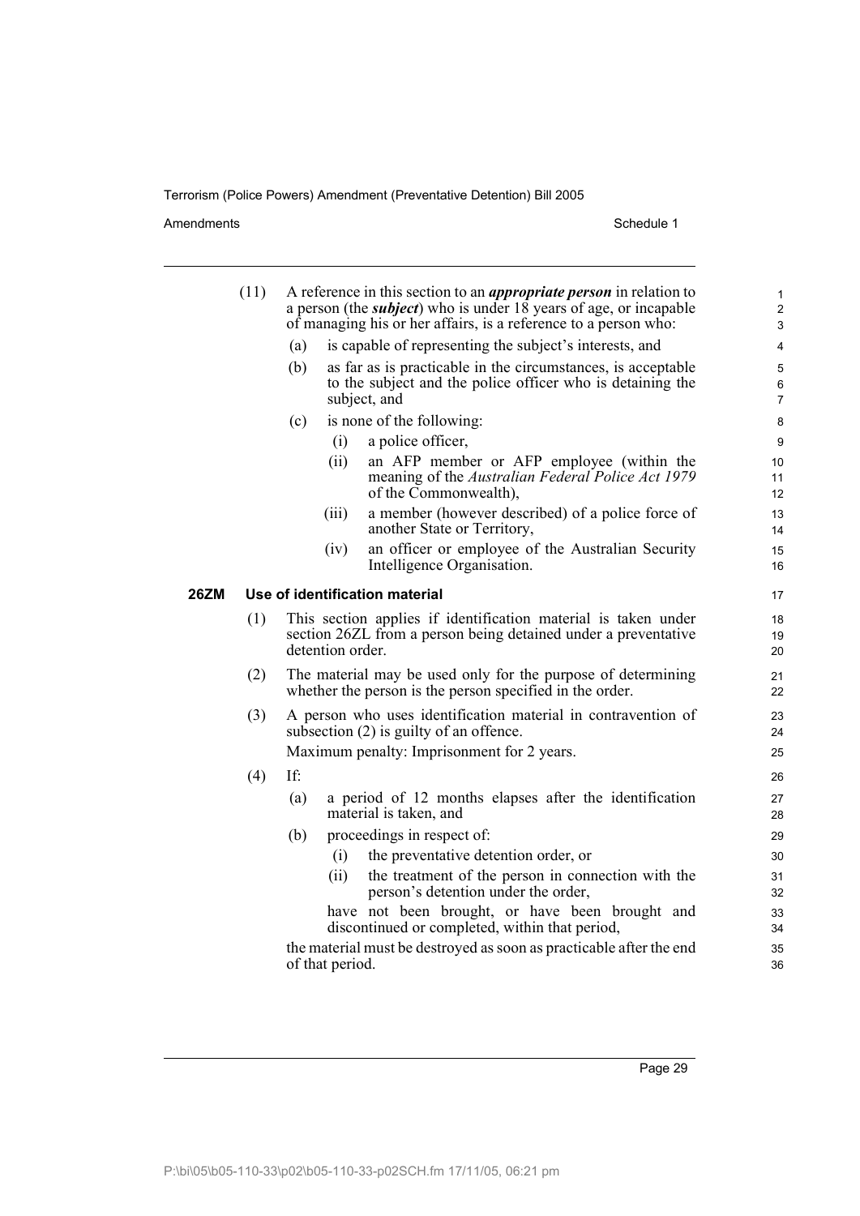(11) A reference in this section to an ***appropriate person*** in relation to a person (the ***subject***) who is under 18 years of age, or incapable of managing his or her affairs, is a reference to a person who:

(a) is capable of representing the subject's interests, and

(b) as far as is practicable in the circumstances, is acceptable to the subject and the police officer who is detaining the subject, and

(c) is none of the following:

(i) a police officer,

(ii) an AFP member or AFP employee (within the meaning of the *Australian Federal Police Act 1979* of the Commonwealth),

(iii) a member (however described) of a police force of another State or Territory,

(iv) an officer or employee of the Australian Security Intelligence Organisation.

### 26ZM Use of identification material

(1) This section applies if identification material is taken under section 26ZL from a person being detained under a preventative detention order.

(2) The material may be used only for the purpose of determining whether the person is the person specified in the order.

(3) A person who uses identification material in contravention of subsection (2) is guilty of an offence.

Maximum penalty: Imprisonment for 2 years.

(4) If:

(a) a period of 12 months elapses after the identification material is taken, and

(b) proceedings in respect of:

(i) the preventative detention order, or

(ii) the treatment of the person in connection with the person's detention under the order,

have not been brought, or have been brought and discontinued or completed, within that period,

the material must be destroyed as soon as practicable after the end of that period.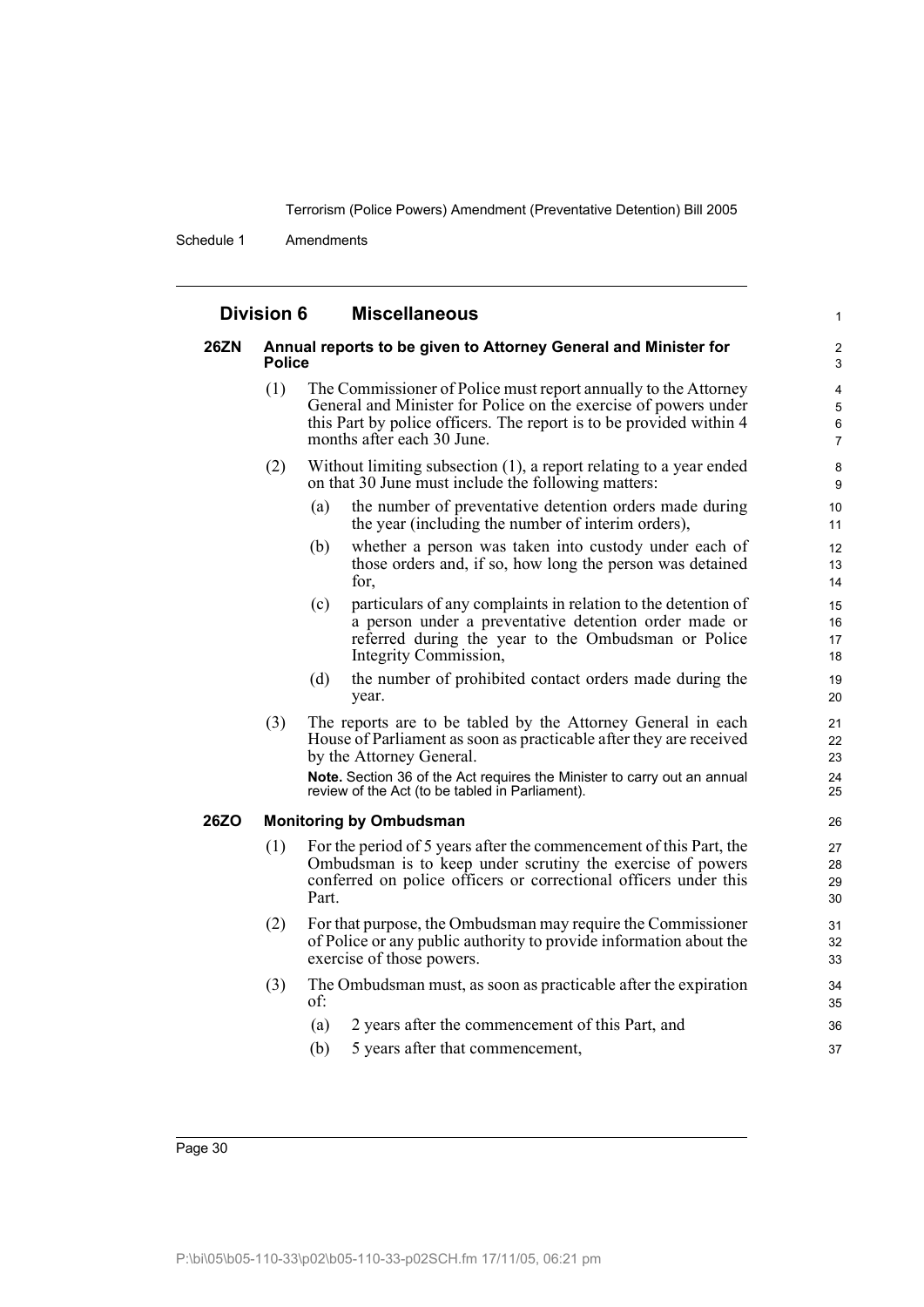## Division 6 Miscellaneous

### 26ZN Annual reports to be given to Attorney General and Minister for Police

(1) The Commissioner of Police must report annually to the Attorney General and Minister for Police on the exercise of powers under this Part by police officers. The report is to be provided within 4 months after each 30 June.

(2) Without limiting subsection (1), a report relating to a year ended on that 30 June must include the following matters:

(a) the number of preventative detention orders made during the year (including the number of interim orders),

(b) whether a person was taken into custody under each of those orders and, if so, how long the person was detained for,

(c) particulars of any complaints in relation to the detention of a person under a preventative detention order made or referred during the year to the Ombudsman or Police Integrity Commission,

(d) the number of prohibited contact orders made during the year.

(3) The reports are to be tabled by the Attorney General in each House of Parliament as soon as practicable after they are received by the Attorney General.

**Note.** Section 36 of the Act requires the Minister to carry out an annual review of the Act (to be tabled in Parliament).

### 26ZO Monitoring by Ombudsman

(1) For the period of 5 years after the commencement of this Part, the Ombudsman is to keep under scrutiny the exercise of powers conferred on police officers or correctional officers under this Part.

(2) For that purpose, the Ombudsman may require the Commissioner of Police or any public authority to provide information about the exercise of those powers.

(3) The Ombudsman must, as soon as practicable after the expiration of:

(a) 2 years after the commencement of this Part, and

(b) 5 years after that commencement,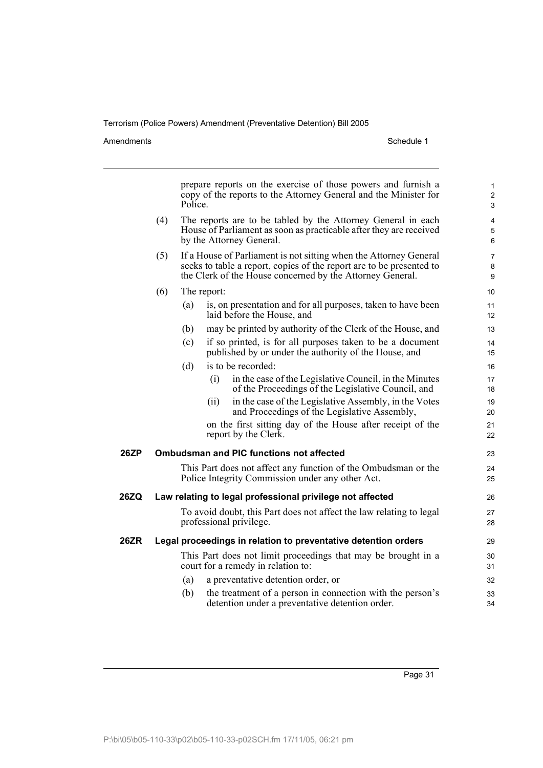prepare reports on the exercise of those powers and furnish a copy of the reports to the Attorney General and the Minister for Police.

(4) The reports are to be tabled by the Attorney General in each House of Parliament as soon as practicable after they are received by the Attorney General.

(5) If a House of Parliament is not sitting when the Attorney General seeks to table a report, copies of the report are to be presented to the Clerk of the House concerned by the Attorney General.

(6) The report:

(a) is, on presentation and for all purposes, taken to have been laid before the House, and

(b) may be printed by authority of the Clerk of the House, and

(c) if so printed, is for all purposes taken to be a document published by or under the authority of the House, and

(d) is to be recorded:

(i) in the case of the Legislative Council, in the Minutes of the Proceedings of the Legislative Council, and

(ii) in the case of the Legislative Assembly, in the Votes and Proceedings of the Legislative Assembly,

on the first sitting day of the House after receipt of the report by the Clerk.

**26ZP Ombudsman and PIC functions not affected**

This Part does not affect any function of the Ombudsman or the Police Integrity Commission under any other Act.

**26ZQ Law relating to legal professional privilege not affected**

To avoid doubt, this Part does not affect the law relating to legal professional privilege.

**26ZR Legal proceedings in relation to preventative detention orders**

This Part does not limit proceedings that may be brought in a court for a remedy in relation to:

(a) a preventative detention order, or

(b) the treatment of a person in connection with the person's detention under a preventative detention order.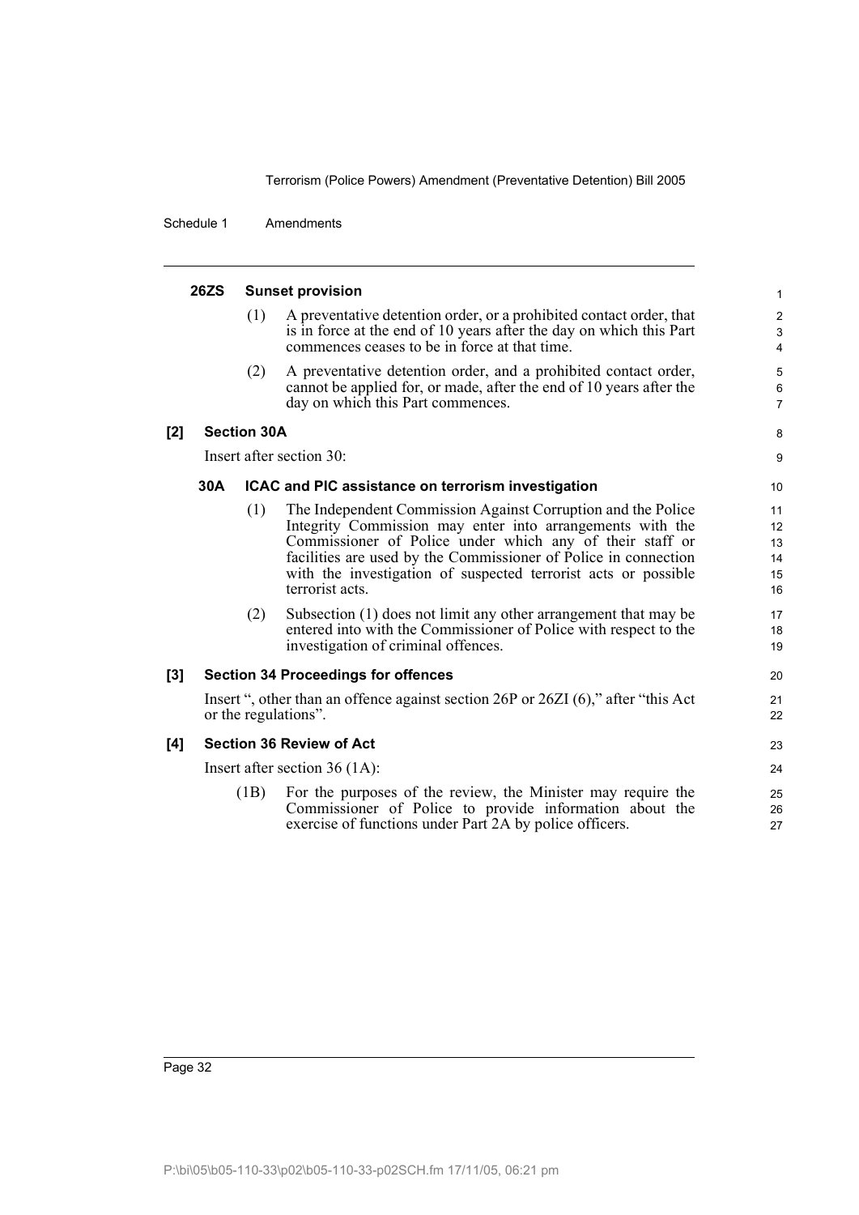#### 26ZS Sunset provision

(1) A preventative detention order, or a prohibited contact order, that is in force at the end of 10 years after the day on which this Part commences ceases to be in force at that time.

(2) A preventative detention order, and a prohibited contact order, cannot be applied for, or made, after the end of 10 years after the day on which this Part commences.

### [2] Section 30A

Insert after section 30:

#### 30A ICAC and PIC assistance on terrorism investigation

(1) The Independent Commission Against Corruption and the Police Integrity Commission may enter into arrangements with the Commissioner of Police under which any of their staff or facilities are used by the Commissioner of Police in connection with the investigation of suspected terrorist acts or possible terrorist acts.

(2) Subsection (1) does not limit any other arrangement that may be entered into with the Commissioner of Police with respect to the investigation of criminal offences.

### [3] Section 34 Proceedings for offences

Insert ", other than an offence against section 26P or 26ZI (6)," after "this Act or the regulations".

### [4] Section 36 Review of Act

Insert after section 36 (1A):

(1B) For the purposes of the review, the Minister may require the Commissioner of Police to provide information about the exercise of functions under Part 2A by police officers.